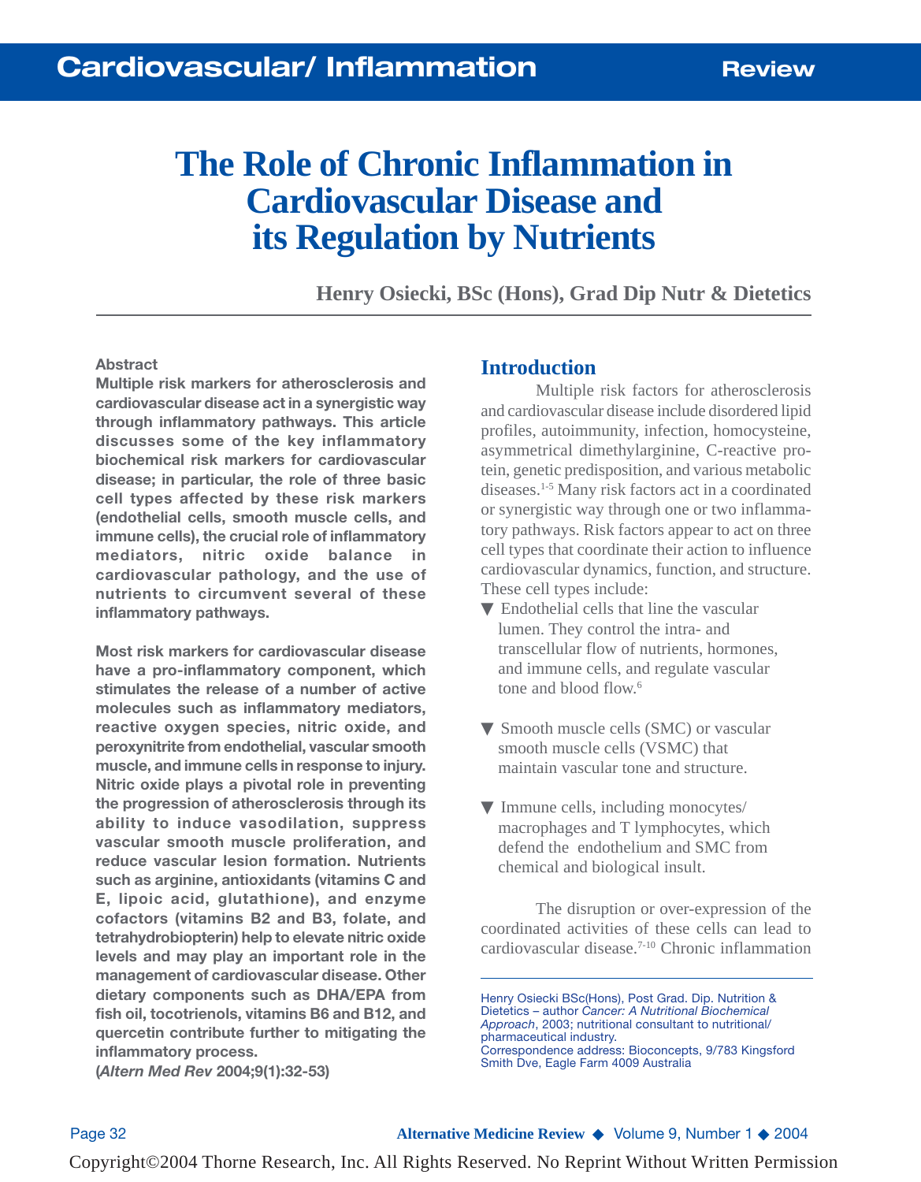# The Role of Chronic Inflammation in Cardiovascular Disease and its Regulation by Nutrients

**Henry Osiecki, BSc (Hons), Grad Dip Nutr & Dietetics**

### Abstract

**Multiple risk markers for atherosclerosis and cardiovascular disease act in a synergistic way through inflammatory pathways. This article discusses some of the key inflammatory biochemical risk markers for cardiovascular disease; in particular, the role of three basic cell types affected by these risk markers (endothelial cells, smooth muscle cells, and immune cells), the crucial role of inflammatory mediators, nitric oxide balance in cardiovascular pathology, and the use of nutrients to circumvent several of these inflammatory pathways.**

**Most risk markers for cardiovascular disease have a pro-inflammatory component, which stimulates the release of a number of active molecules such as inflammatory mediators, reactive oxygen species, nitric oxide, and peroxynitrite from endothelial, vascular smooth muscle, and immune cells in response to injury. Nitric oxide plays a pivotal role in preventing the progression of atherosclerosis through its ability to induce vasodilation, suppress vascular smooth muscle proliferation, and reduce vascular lesion formation. Nutrients such as arginine, antioxidants (vitamins C and E, lipoic acid, glutathione), and enzyme cofactors (vitamins B2 and B3, folate, and tetrahydrobiopterin) help to elevate nitric oxide levels and may play an important role in the management of cardiovascular disease. Other dietary components such as DHA/EPA from fish oil, tocotrienols, vitamins B6 and B12, and quercetin contribute further to mitigating the inflammatory process.**
**(*Altern Med Rev* 2004;9(1):32-53)**

## Introduction

Multiple risk factors for atherosclerosis and cardiovascular disease include disordered lipid profiles, autoimmunity, infection, homocysteine, asymmetrical dimethylarginine, C-reactive protein, genetic predisposition, and various metabolic diseases.[1-5] Many risk factors act in a coordinated or synergistic way through one or two inflammatory pathways. Risk factors appear to act on three cell types that coordinate their action to influence cardiovascular dynamics, function, and structure. These cell types include:

- Endothelial cells that line the vascular lumen. They control the intra- and transcellular flow of nutrients, hormones, and immune cells, and regulate vascular tone and blood flow.[6]
- Smooth muscle cells (SMC) or vascular smooth muscle cells (VSMC) that maintain vascular tone and structure.
- Immune cells, including monocytes/macrophages and T lymphocytes, which defend the endothelium and SMC from chemical and biological insult.

The disruption or over-expression of the coordinated activities of these cells can lead to cardiovascular disease.[7-10] Chronic inflammation

---

Henry Osiecki BSc(Hons), Post Grad. Dip. Nutrition & Dietetics – author *Cancer: A Nutritional Biochemical Approach*, 2003; nutritional consultant to nutritional/pharmaceutical industry.
Correspondence address: Bioconcepts, 9/783 Kingsford Smith Dve, Eagle Farm 4009 Australia

Copyright©2004 Thorne Research, Inc. All Rights Reserved. No Reprint Without Written Permission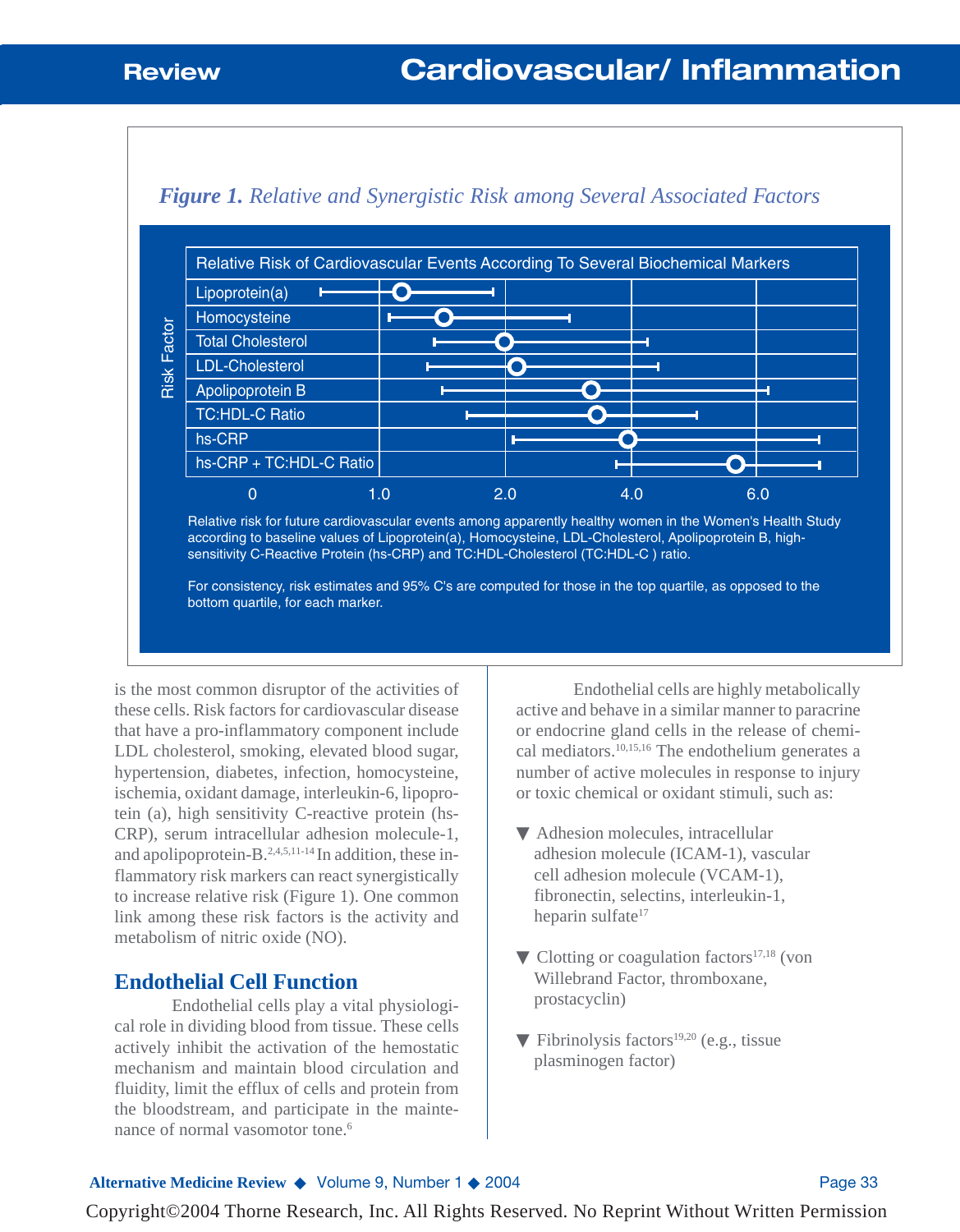*Figure 1. Relative and Synergistic Risk among Several Associated Factors*

Relative Risk of Cardiovascular Events According To Several Biochemical Markers

Risk Factor: Lipoprotein(a), Homocysteine, Total Cholesterol, LDL-Cholesterol, Apolipoprotein B, TC:HDL-C Ratio, hs-CRP, hs-CRP + TC:HDL-C Ratio

0 1.0 2.0 4.0 6.0

Relative risk for future cardiovascular events among apparently healthy women in the Women's Health Study according to baseline values of Lipoprotein(a), Homocysteine, LDL-Cholesterol, Apolipoprotein B, high-sensitivity C-Reactive Protein (hs-CRP) and TC:HDL-Cholesterol (TC:HDL-C ) ratio.

For consistency, risk estimates and 95% C's are computed for those in the top quartile, as opposed to the bottom quartile, for each marker.

is the most common disruptor of the activities of these cells. Risk factors for cardiovascular disease that have a pro-inflammatory component include LDL cholesterol, smoking, elevated blood sugar, hypertension, diabetes, infection, homocysteine, ischemia, oxidant damage, interleukin-6, lipoprotein (a), high sensitivity C-reactive protein (hs-CRP), serum intracellular adhesion molecule-1, and apolipoprotein-B.[2,4,5,11-14] In addition, these inflammatory risk markers can react synergistically to increase relative risk (Figure 1). One common link among these risk factors is the activity and metabolism of nitric oxide (NO).

## Endothelial Cell Function

Endothelial cells play a vital physiological role in dividing blood from tissue. These cells actively inhibit the activation of the hemostatic mechanism and maintain blood circulation and fluidity, limit the efflux of cells and protein from the bloodstream, and participate in the maintenance of normal vasomotor tone.[6]

Endothelial cells are highly metabolically active and behave in a similar manner to paracrine or endocrine gland cells in the release of chemical mediators.[10,15,16] The endothelium generates a number of active molecules in response to injury or toxic chemical or oxidant stimuli, such as:

- Adhesion molecules, intracellular adhesion molecule (ICAM-1), vascular cell adhesion molecule (VCAM-1), fibronectin, selectins, interleukin-1, heparin sulfate[17]
- Clotting or coagulation factors[17,18] (von Willebrand Factor, thromboxane, prostacyclin)
- Fibrinolysis factors[19,20] (e.g., tissue plasminogen factor)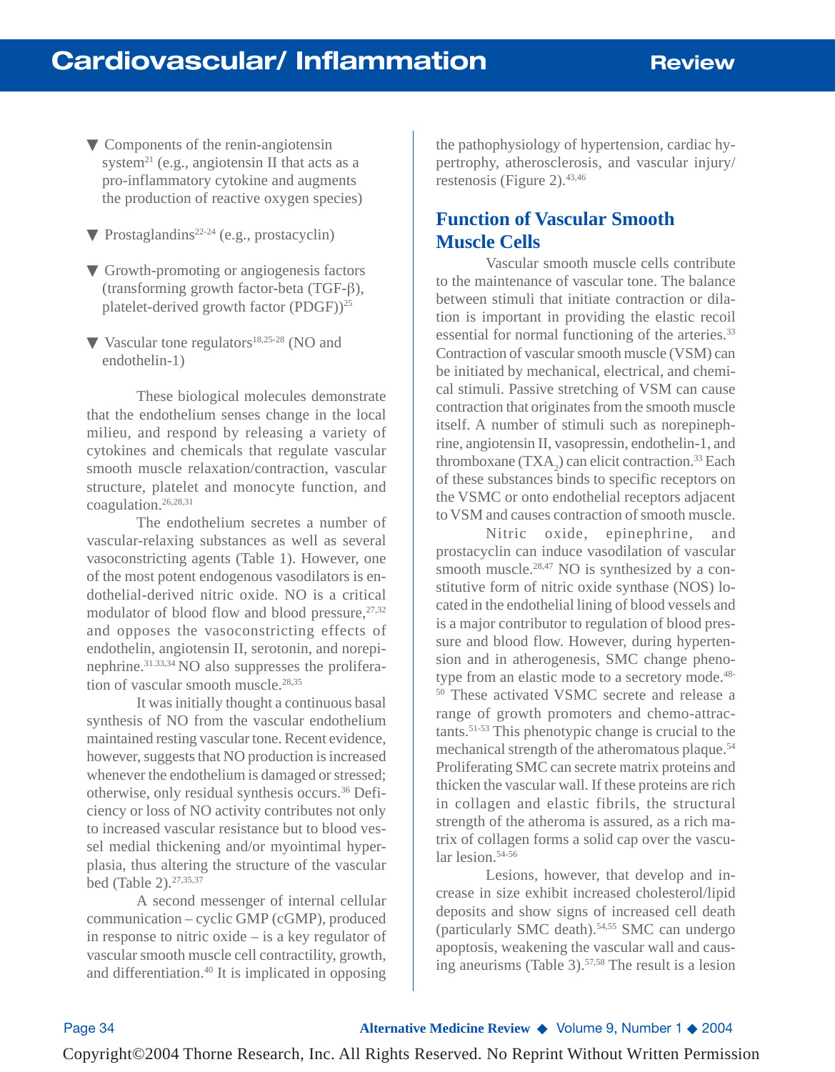- Components of the renin-angiotensin system[21] (e.g., angiotensin II that acts as a pro-inflammatory cytokine and augments the production of reactive oxygen species)

- Prostaglandins[22-24] (e.g., prostacyclin)

- Growth-promoting or angiogenesis factors (transforming growth factor-beta (TGF-β), platelet-derived growth factor (PDGF))[25]

- Vascular tone regulators[18,25-28] (NO and endothelin-1)

These biological molecules demonstrate that the endothelium senses change in the local milieu, and respond by releasing a variety of cytokines and chemicals that regulate vascular smooth muscle relaxation/contraction, vascular structure, platelet and monocyte function, and coagulation.[26,28,31]

The endothelium secretes a number of vascular-relaxing substances as well as several vasoconstricting agents (Table 1). However, one of the most potent endogenous vasodilators is endothelial-derived nitric oxide. NO is a critical modulator of blood flow and blood pressure,[27,32] and opposes the vasoconstricting effects of endothelin, angiotensin II, serotonin, and norepinephrine.[31.33,34] NO also suppresses the proliferation of vascular smooth muscle.[28,35]

It was initially thought a continuous basal synthesis of NO from the vascular endothelium maintained resting vascular tone. Recent evidence, however, suggests that NO production is increased whenever the endothelium is damaged or stressed; otherwise, only residual synthesis occurs.[36] Deficiency or loss of NO activity contributes not only to increased vascular resistance but to blood vessel medial thickening and/or myointimal hyperplasia, thus altering the structure of the vascular bed (Table 2).[27,35,37]

A second messenger of internal cellular communication – cyclic GMP (cGMP), produced in response to nitric oxide – is a key regulator of vascular smooth muscle cell contractility, growth, and differentiation.[40] It is implicated in opposing the pathophysiology of hypertension, cardiac hypertrophy, atherosclerosis, and vascular injury/restenosis (Figure 2).[43,46]

## Function of Vascular Smooth Muscle Cells

Vascular smooth muscle cells contribute to the maintenance of vascular tone. The balance between stimuli that initiate contraction or dilation is important in providing the elastic recoil essential for normal functioning of the arteries.[33] Contraction of vascular smooth muscle (VSM) can be initiated by mechanical, electrical, and chemical stimuli. Passive stretching of VSM can cause contraction that originates from the smooth muscle itself. A number of stimuli such as norepinephrine, angiotensin II, vasopressin, endothelin-1, and thromboxane ($TXA_2$) can elicit contraction.[33] Each of these substances binds to specific receptors on the VSMC or onto endothelial receptors adjacent to VSM and causes contraction of smooth muscle.

Nitric oxide, epinephrine, and prostacyclin can induce vasodilation of vascular smooth muscle.[28,47] NO is synthesized by a constitutive form of nitric oxide synthase (NOS) located in the endothelial lining of blood vessels and is a major contributor to regulation of blood pressure and blood flow. However, during hypertension and in atherogenesis, SMC change phenotype from an elastic mode to a secretory mode.[48-50] These activated VSMC secrete and release a range of growth promoters and chemo-attractants.[51-53] This phenotypic change is crucial to the mechanical strength of the atheromatous plaque.[54] Proliferating SMC can secrete matrix proteins and thicken the vascular wall. If these proteins are rich in collagen and elastic fibrils, the structural strength of the atheroma is assured, as a rich matrix of collagen forms a solid cap over the vascular lesion.[54-56]

Lesions, however, that develop and increase in size exhibit increased cholesterol/lipid deposits and show signs of increased cell death (particularly SMC death).[54,55] SMC can undergo apoptosis, weakening the vascular wall and causing aneurisms (Table 3).[57,58] The result is a lesion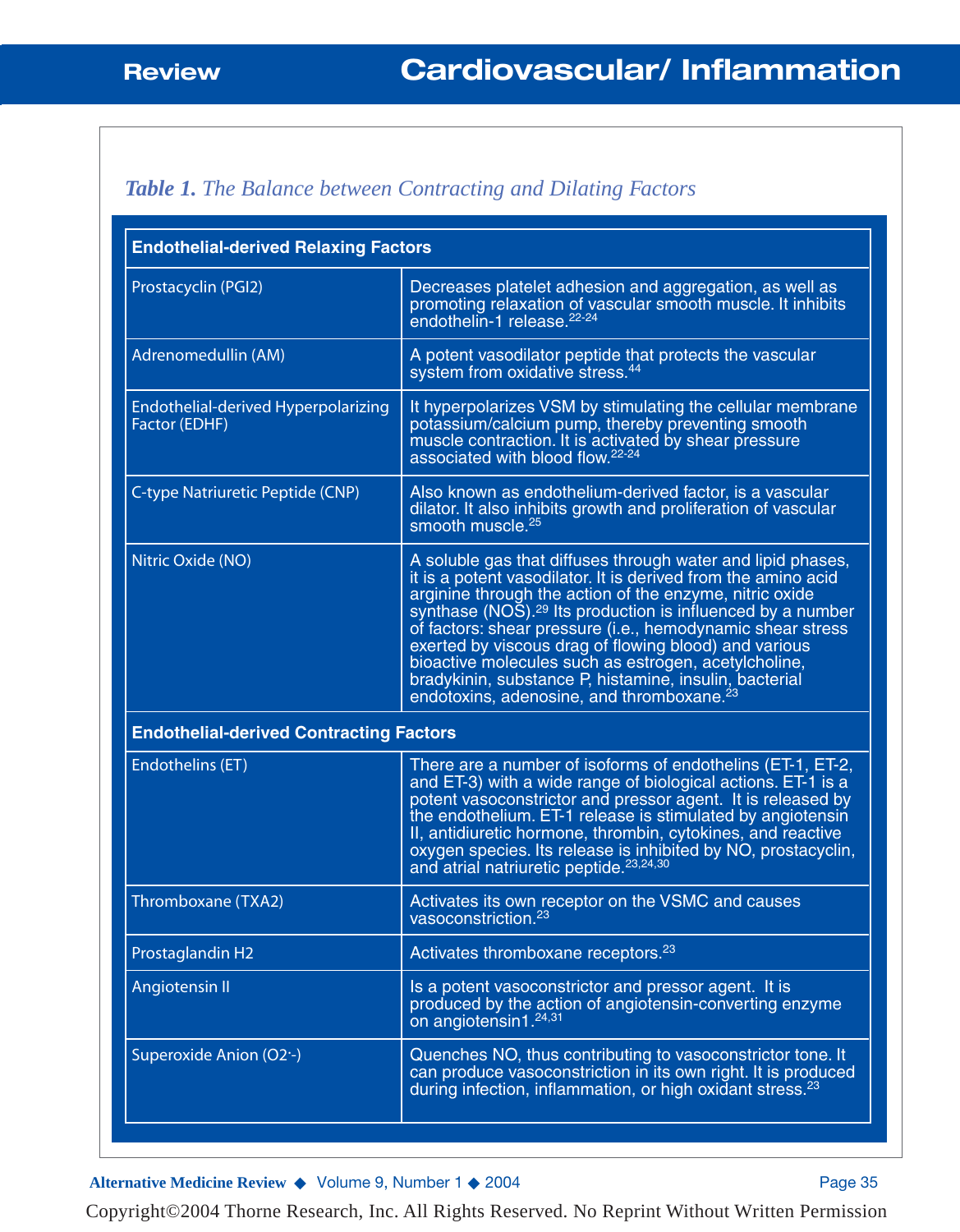**Table 1.** *The Balance between Contracting and Dilating Factors*

| **Endothelial-derived Relaxing Factors** | |
|---|---|
| Prostacyclin (PGI2) | Decreases platelet adhesion and aggregation, as well as promoting relaxation of vascular smooth muscle. It inhibits endothelin-1 release.[22-24] |
| Adrenomedullin (AM) | A potent vasodilator peptide that protects the vascular system from oxidative stress.[44] |
| Endothelial-derived Hyperpolarizing Factor (EDHF) | It hyperpolarizes VSM by stimulating the cellular membrane potassium/calcium pump, thereby preventing smooth muscle contraction. It is activated by shear pressure associated with blood flow.[22-24] |
| C-type Natriuretic Peptide (CNP) | Also known as endothelium-derived factor, is a vascular dilator. It also inhibits growth and proliferation of vascular smooth muscle.[25] |
| Nitric Oxide (NO) | A soluble gas that diffuses through water and lipid phases, it is a potent vasodilator. It is derived from the amino acid arginine through the action of the enzyme, nitric oxide synthase (NOS).[29] Its production is influenced by a number of factors: shear pressure (i.e., hemodynamic shear stress exerted by viscous drag of flowing blood) and various bioactive molecules such as estrogen, acetylcholine, bradykinin, substance P, histamine, insulin, bacterial endotoxins, adenosine, and thromboxane.[23] |
| **Endothelial-derived Contracting Factors** | |
| Endothelins (ET) | There are a number of isoforms of endothelins (ET-1, ET-2, and ET-3) with a wide range of biological actions. ET-1 is a potent vasoconstrictor and pressor agent. It is released by the endothelium. ET-1 release is stimulated by angiotensin II, antidiuretic hormone, thrombin, cytokines, and reactive oxygen species. Its release is inhibited by NO, prostacyclin, and atrial natriuretic peptide.[23,24,30] |
| Thromboxane (TXA2) | Activates its own receptor on the VSMC and causes vasoconstriction.[23] |
| Prostaglandin H2 | Activates thromboxane receptors.[23] |
| Angiotensin II | Is a potent vasoconstrictor and pressor agent. It is produced by the action of angiotensin-converting enzyme on angiotensin1.[24,31] |
| Superoxide Anion ($O_2^{\cdot -}$) | Quenches NO, thus contributing to vasoconstrictor tone. It can produce vasoconstriction in its own right. It is produced during infection, inflammation, or high oxidant stress.[23] |

Copyright©2004 Thorne Research, Inc. All Rights Reserved. No Reprint Without Written Permission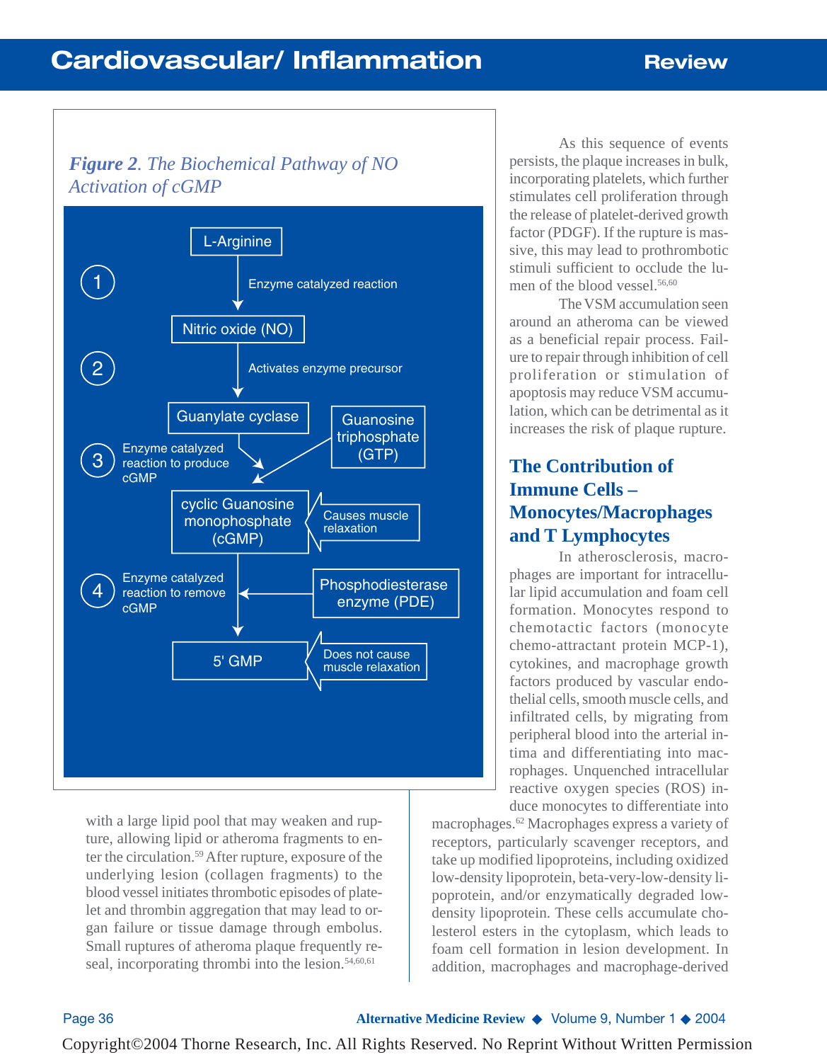*Figure 2. The Biochemical Pathway of NO Activation of cGMP*

1. L-Arginine → (Enzyme catalyzed reaction) → Nitric oxide (NO)
2. Nitric oxide (NO) → (Activates enzyme precursor) → Guanylate cyclase
3. Guanylate cyclase + Guanosine triphosphate (GTP) → Enzyme catalyzed reaction to produce cGMP → cyclic Guanosine monophosphate (cGMP) — Causes muscle relaxation
4. Phosphodiesterase enzyme (PDE) → Enzyme catalyzed reaction to remove cGMP → 5' GMP — Does not cause muscle relaxation

with a large lipid pool that may weaken and rupture, allowing lipid or atheroma fragments to enter the circulation.[59] After rupture, exposure of the underlying lesion (collagen fragments) to the blood vessel initiates thrombotic episodes of platelet and thrombin aggregation that may lead to organ failure or tissue damage through embolus. Small ruptures of atheroma plaque frequently reseal, incorporating thrombi into the lesion.[54,60,61]

As this sequence of events persists, the plaque increases in bulk, incorporating platelets, which further stimulates cell proliferation through the release of platelet-derived growth factor (PDGF). If the rupture is massive, this may lead to prothrombotic stimuli sufficient to occlude the lumen of the blood vessel.[56,60]

The VSM accumulation seen around an atheroma can be viewed as a beneficial repair process. Failure to repair through inhibition of cell proliferation or stimulation of apoptosis may reduce VSM accumulation, which can be detrimental as it increases the risk of plaque rupture.

## The Contribution of Immune Cells – Monocytes/Macrophages and T Lymphocytes

In atherosclerosis, macrophages are important for intracellular lipid accumulation and foam cell formation. Monocytes respond to chemotactic factors (monocyte chemo-attractant protein MCP-1), cytokines, and macrophage growth factors produced by vascular endothelial cells, smooth muscle cells, and infiltrated cells, by migrating from peripheral blood into the arterial intima and differentiating into macrophages. Unquenched intracellular reactive oxygen species (ROS) induce monocytes to differentiate into macrophages.[62] Macrophages express a variety of receptors, particularly scavenger receptors, and take up modified lipoproteins, including oxidized low-density lipoprotein, beta-very-low-density lipoprotein, and/or enzymatically degraded low-density lipoprotein. These cells accumulate cholesterol esters in the cytoplasm, which leads to foam cell formation in lesion development. In addition, macrophages and macrophage-derived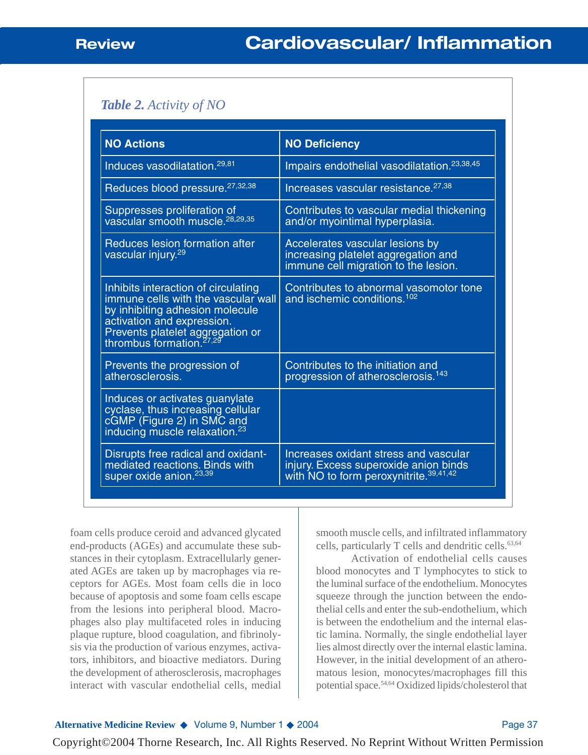**Table 2.** *Activity of NO*

| NO Actions | NO Deficiency |
|---|---|
| Induces vasodilatation.[29,81] | Impairs endothelial vasodilatation.[23,38,45] |
| Reduces blood pressure.[27,32,38] | Increases vascular resistance.[27,38] |
| Suppresses proliferation of vascular smooth muscle.[28,29,35] | Contributes to vascular medial thickening and/or myointimal hyperplasia. |
| Reduces lesion formation after vascular injury.[29] | Accelerates vascular lesions by increasing platelet aggregation and immune cell migration to the lesion. |
| Inhibits interaction of circulating immune cells with the vascular wall by inhibiting adhesion molecule activation and expression. Prevents platelet aggregation or thrombus formation.[27,29] | Contributes to abnormal vasomotor tone and ischemic conditions.[102] |
| Prevents the progression of atherosclerosis. | Contributes to the initiation and progression of atherosclerosis.[143] |
| Induces or activates guanylate cyclase, thus increasing cellular cGMP (Figure 2) in SMC and inducing muscle relaxation.[23] | |
| Disrupts free radical and oxidant-mediated reactions. Binds with super oxide anion.[23,39] | Increases oxidant stress and vascular injury. Excess superoxide anion binds with NO to form peroxynitrite.[39,41,42] |

foam cells produce ceroid and advanced glycated end-products (AGEs) and accumulate these substances in their cytoplasm. Extracellularly generated AGEs are taken up by macrophages via receptors for AGEs. Most foam cells die in loco because of apoptosis and some foam cells escape from the lesions into peripheral blood. Macrophages also play multifaceted roles in inducing plaque rupture, blood coagulation, and fibrinolysis via the production of various enzymes, activators, inhibitors, and bioactive mediators. During the development of atherosclerosis, macrophages interact with vascular endothelial cells, medial smooth muscle cells, and infiltrated inflammatory cells, particularly T cells and dendritic cells.[63,64]

Activation of endothelial cells causes blood monocytes and T lymphocytes to stick to the luminal surface of the endothelium. Monocytes squeeze through the junction between the endothelial cells and enter the sub-endothelium, which is between the endothelium and the internal elastic lamina. Normally, the single endothelial layer lies almost directly over the internal elastic lamina. However, in the initial development of an atheromatous lesion, monocytes/macrophages fill this potential space.[54,64] Oxidized lipids/cholesterol that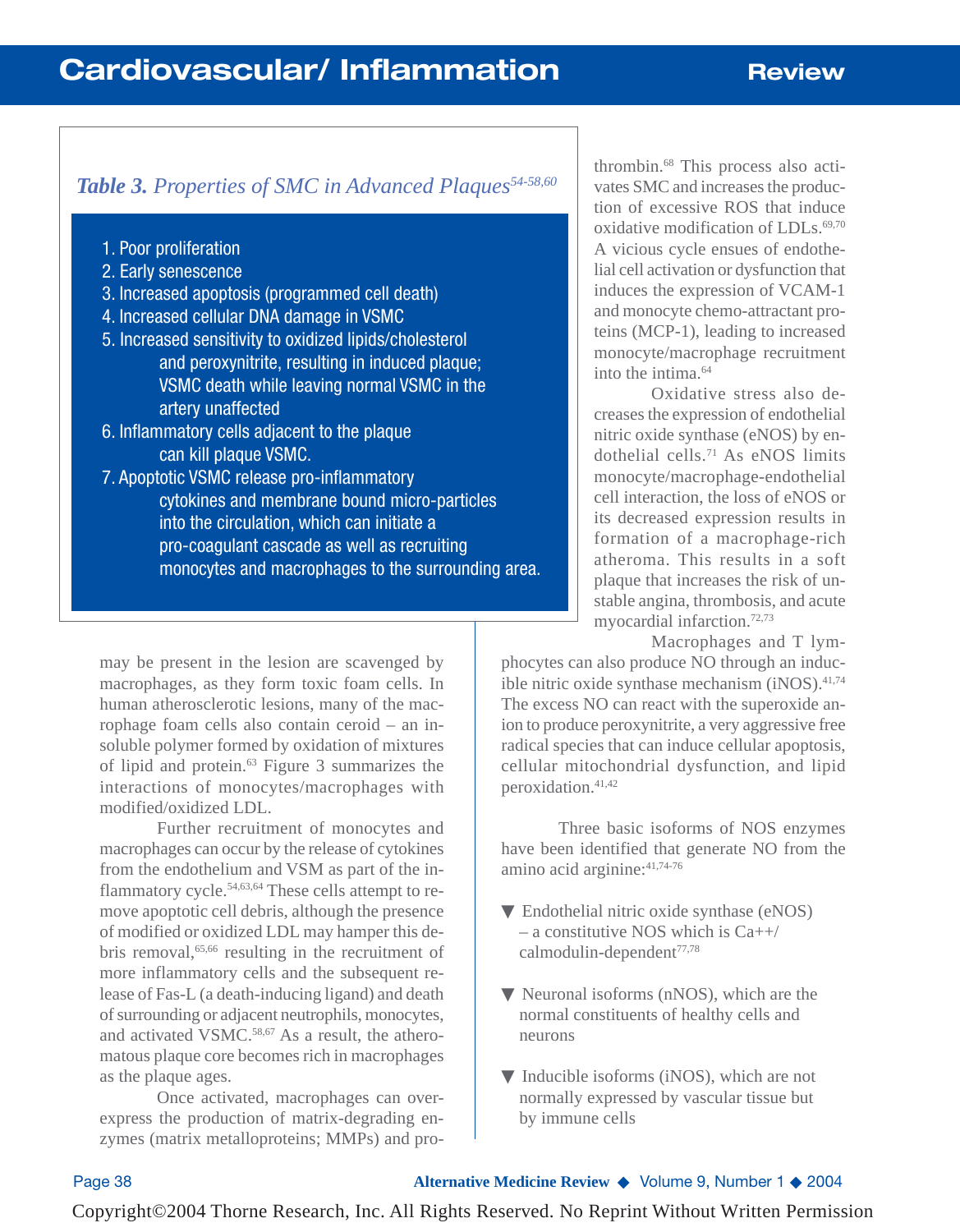**Table 3.** *Properties of SMC in Advanced Plaques*[54-58,60]

1. Poor proliferation
2. Early senescence
3. Increased apoptosis (programmed cell death)
4. Increased cellular DNA damage in VSMC
5. Increased sensitivity to oxidized lipids/cholesterol and peroxynitrite, resulting in induced plaque; VSMC death while leaving normal VSMC in the artery unaffected
6. Inflammatory cells adjacent to the plaque can kill plaque VSMC.
7. Apoptotic VSMC release pro-inflammatory cytokines and membrane bound micro-particles into the circulation, which can initiate a pro-coagulant cascade as well as recruiting monocytes and macrophages to the surrounding area.

may be present in the lesion are scavenged by macrophages, as they form toxic foam cells. In human atherosclerotic lesions, many of the macrophage foam cells also contain ceroid – an insoluble polymer formed by oxidation of mixtures of lipid and protein.[63] Figure 3 summarizes the interactions of monocytes/macrophages with modified/oxidized LDL.

Further recruitment of monocytes and macrophages can occur by the release of cytokines from the endothelium and VSM as part of the inflammatory cycle.[54,63,64] These cells attempt to remove apoptotic cell debris, although the presence of modified or oxidized LDL may hamper this debris removal,[65,66] resulting in the recruitment of more inflammatory cells and the subsequent release of Fas-L (a death-inducing ligand) and death of surrounding or adjacent neutrophils, monocytes, and activated VSMC.[58,67] As a result, the atheromatous plaque core becomes rich in macrophages as the plaque ages.

Once activated, macrophages can overexpress the production of matrix-degrading enzymes (matrix metalloproteins; MMPs) and prothrombin.[68] This process also activates SMC and increases the production of excessive ROS that induce oxidative modification of LDLs.[69,70] A vicious cycle ensues of endothelial cell activation or dysfunction that induces the expression of VCAM-1 and monocyte chemo-attractant proteins (MCP-1), leading to increased monocyte/macrophage recruitment into the intima.[64]

Oxidative stress also decreases the expression of endothelial nitric oxide synthase (eNOS) by endothelial cells.[71] As eNOS limits monocyte/macrophage-endothelial cell interaction, the loss of eNOS or its decreased expression results in formation of a macrophage-rich atheroma. This results in a soft plaque that increases the risk of unstable angina, thrombosis, and acute myocardial infarction.[72,73]

Macrophages and T lymphocytes can also produce NO through an inducible nitric oxide synthase mechanism (iNOS).[41,74] The excess NO can react with the superoxide anion to produce peroxynitrite, a very aggressive free radical species that can induce cellular apoptosis, cellular mitochondrial dysfunction, and lipid peroxidation.[41,42]

Three basic isoforms of NOS enzymes have been identified that generate NO from the amino acid arginine:[41,74-76]

- Endothelial nitric oxide synthase (eNOS) – a constitutive NOS which is Ca++/calmodulin-dependent[77,78]
- Neuronal isoforms (nNOS), which are the normal constituents of healthy cells and neurons
- Inducible isoforms (iNOS), which are not normally expressed by vascular tissue but by immune cells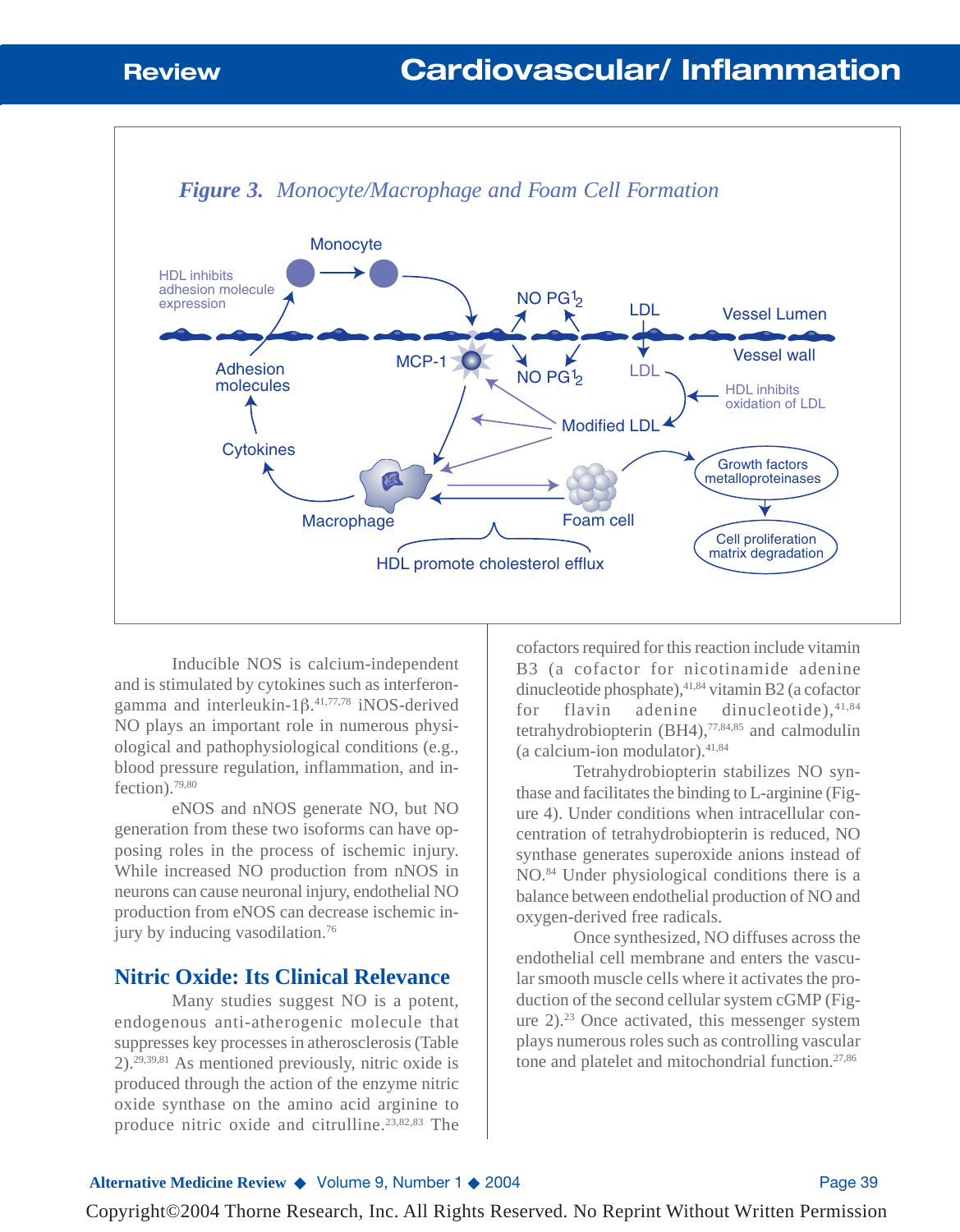*Figure 3. Monocyte/Macrophage and Foam Cell Formation*

Inducible NOS is calcium-independent and is stimulated by cytokines such as interferon-gamma and interleukin-1β.[41,77,78] iNOS-derived NO plays an important role in numerous physiological and pathophysiological conditions (e.g., blood pressure regulation, inflammation, and infection).[79,80]

eNOS and nNOS generate NO, but NO generation from these two isoforms can have opposing roles in the process of ischemic injury. While increased NO production from nNOS in neurons can cause neuronal injury, endothelial NO production from eNOS can decrease ischemic injury by inducing vasodilation.[76]

## Nitric Oxide: Its Clinical Relevance

Many studies suggest NO is a potent, endogenous anti-atherogenic molecule that suppresses key processes in atherosclerosis (Table 2).[29,39,81] As mentioned previously, nitric oxide is produced through the action of the enzyme nitric oxide synthase on the amino acid arginine to produce nitric oxide and citrulline.[23,82,83] The cofactors required for this reaction include vitamin B3 (a cofactor for nicotinamide adenine dinucleotide phosphate),[41,84] vitamin B2 (a cofactor for flavin adenine dinucleotide),[41,84] tetrahydrobiopterin (BH4),[77,84,85] and calmodulin (a calcium-ion modulator).[41,84]

Tetrahydrobiopterin stabilizes NO synthase and facilitates the binding to L-arginine (Figure 4). Under conditions when intracellular concentration of tetrahydrobiopterin is reduced, NO synthase generates superoxide anions instead of NO.[84] Under physiological conditions there is a balance between endothelial production of NO and oxygen-derived free radicals.

Once synthesized, NO diffuses across the endothelial cell membrane and enters the vascular smooth muscle cells where it activates the production of the second cellular system cGMP (Figure 2).[23] Once activated, this messenger system plays numerous roles such as controlling vascular tone and platelet and mitochondrial function.[27,86]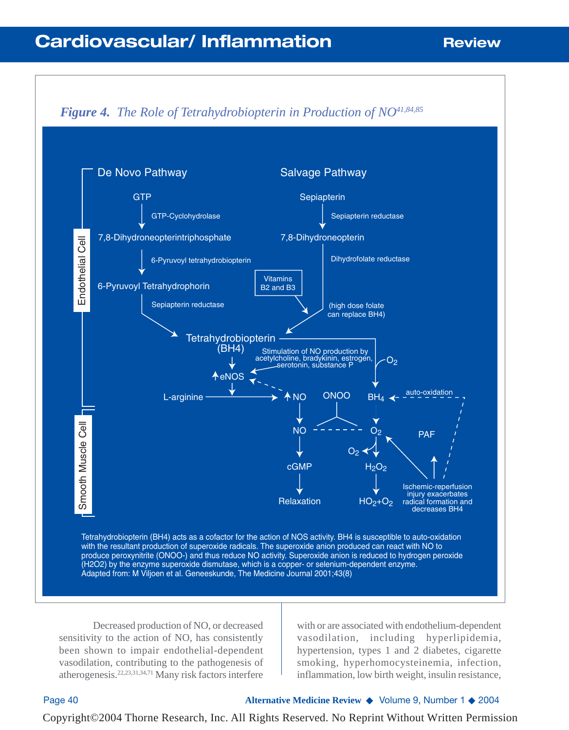*Figure 4. The Role of Tetrahydrobiopterin in Production of NO*[41,84,85]

De Novo Pathway

GTP → (GTP-Cyclohydrolase) → 7,8-Dihydroneopterintriphosphate → (6-Pyruvoyl tetrahydrobiopterin) → 6-Pyruvoyl Tetrahydrophorin → (Sepiapterin reductase) → Tetrahydrobiopterin (BH4)

Salvage Pathway

Sepiapterin → (Sepiapterin reductase) → 7,8-Dihydroneopterin → (Dihydrofolate reductase) → Tetrahydrobiopterin (BH4)

Vitamins B2 and B3

(high dose folate can replace BH4)

Endothelial Cell

Stimulation of NO production by acetylcholine, bradykinin, estrogen, serotonin, substance P

↑eNOS

L-arginine → ↑NO

ONOO

$BH_4$ ← auto-oxidation

$O_2$

Smooth Muscle Cell

NO → cGMP → Relaxation

$O_2$ → $O_2$ → $H_2O_2$ → $HO_2+O_2$

PAF

Ischemic-reperfusion injury exacerbates radical formation and decreases BH4

Tetrahydrobiopterin (BH4) acts as a cofactor for the action of NOS activity. BH4 is susceptible to auto-oxidation with the resultant production of superoxide radicals. The superoxide anion produced can react with NO to produce peroxynitrite (ONOO-) and thus reduce NO activity. Superoxide anion is reduced to hydrogen peroxide (H2O2) by the enzyme superoxide dismutase, which is a copper- or selenium-dependent enzyme.
Adapted from: M Viljoen et al. Geneeskunde, The Medicine Journal 2001;43(8)

Decreased production of NO, or decreased sensitivity to the action of NO, has consistently been shown to impair endothelial-dependent vasodilation, contributing to the pathogenesis of atherogenesis.[22,23,31,34,71] Many risk factors interfere with or are associated with endothelium-dependent vasodilation, including hyperlipidemia, hypertension, types 1 and 2 diabetes, cigarette smoking, hyperhomocysteinemia, infection, inflammation, low birth weight, insulin resistance,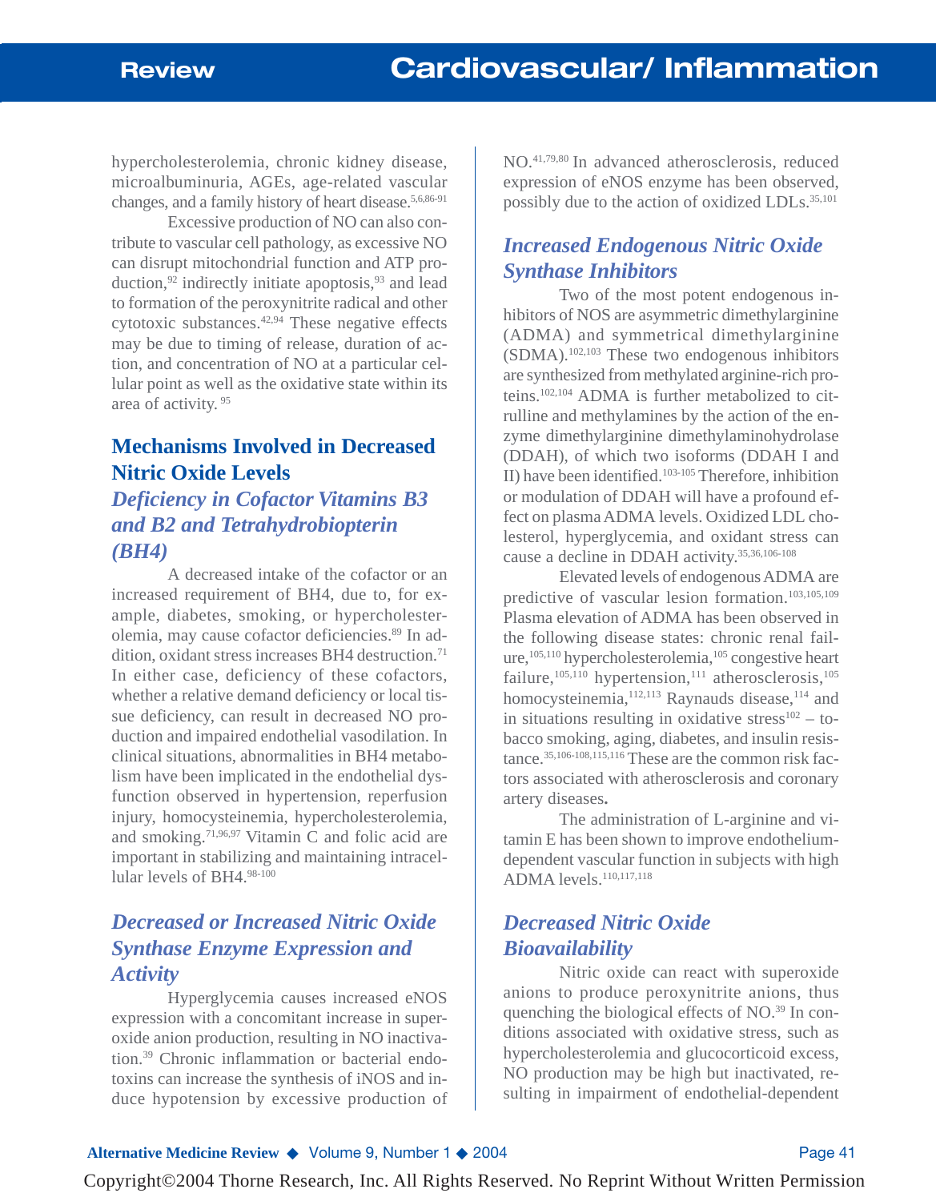hypercholesterolemia, chronic kidney disease, microalbuminuria, AGEs, age-related vascular changes, and a family history of heart disease.[5,6,86-91]

Excessive production of NO can also contribute to vascular cell pathology, as excessive NO can disrupt mitochondrial function and ATP production,[92] indirectly initiate apoptosis,[93] and lead to formation of the peroxynitrite radical and other cytotoxic substances.[42,94] These negative effects may be due to timing of release, duration of action, and concentration of NO at a particular cellular point as well as the oxidative state within its area of activity.[95]

## Mechanisms Involved in Decreased Nitric Oxide Levels

### *Deficiency in Cofactor Vitamins B3 and B2 and Tetrahydrobiopterin (BH4)*

A decreased intake of the cofactor or an increased requirement of BH4, due to, for example, diabetes, smoking, or hypercholesterolemia, may cause cofactor deficiencies.[89] In addition, oxidant stress increases BH4 destruction.[71] In either case, deficiency of these cofactors, whether a relative demand deficiency or local tissue deficiency, can result in decreased NO production and impaired endothelial vasodilation. In clinical situations, abnormalities in BH4 metabolism have been implicated in the endothelial dysfunction observed in hypertension, reperfusion injury, homocysteinemia, hypercholesterolemia, and smoking.[71,96,97] Vitamin C and folic acid are important in stabilizing and maintaining intracellular levels of BH4.[98-100]

### *Decreased or Increased Nitric Oxide Synthase Enzyme Expression and Activity*

Hyperglycemia causes increased eNOS expression with a concomitant increase in superoxide anion production, resulting in NO inactivation.[39] Chronic inflammation or bacterial endotoxins can increase the synthesis of iNOS and induce hypotension by excessive production of NO.[41,79,80] In advanced atherosclerosis, reduced expression of eNOS enzyme has been observed, possibly due to the action of oxidized LDLs.[35,101]

### *Increased Endogenous Nitric Oxide Synthase Inhibitors*

Two of the most potent endogenous inhibitors of NOS are asymmetric dimethylarginine (ADMA) and symmetrical dimethylarginine (SDMA).[102,103] These two endogenous inhibitors are synthesized from methylated arginine-rich proteins.[102,104] ADMA is further metabolized to citrulline and methylamines by the action of the enzyme dimethylarginine dimethylaminohydrolase (DDAH), of which two isoforms (DDAH I and II) have been identified.[103-105] Therefore, inhibition or modulation of DDAH will have a profound effect on plasma ADMA levels. Oxidized LDL cholesterol, hyperglycemia, and oxidant stress can cause a decline in DDAH activity.[35,36,106-108]

Elevated levels of endogenous ADMA are predictive of vascular lesion formation.[103,105,109] Plasma elevation of ADMA has been observed in the following disease states: chronic renal failure,[105,110] hypercholesterolemia,[105] congestive heart failure,[105,110] hypertension,[111] atherosclerosis,[105] homocysteinemia,[112,113] Raynauds disease,[114] and in situations resulting in oxidative stress[102] – tobacco smoking, aging, diabetes, and insulin resistance.[35,106-108,115,116] These are the common risk factors associated with atherosclerosis and coronary artery diseases.

The administration of L-arginine and vitamin E has been shown to improve endothelium-dependent vascular function in subjects with high ADMA levels.[110,117,118]

### *Decreased Nitric Oxide Bioavailability*

Nitric oxide can react with superoxide anions to produce peroxynitrite anions, thus quenching the biological effects of NO.[39] In conditions associated with oxidative stress, such as hypercholesterolemia and glucocorticoid excess, NO production may be high but inactivated, resulting in impairment of endothelial-dependent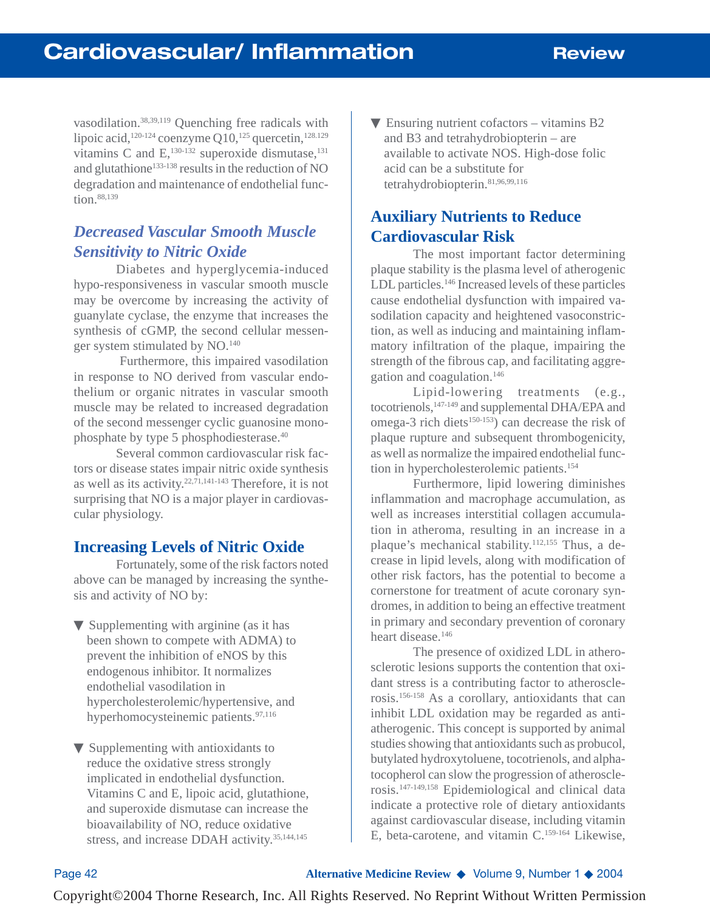vasodilation.[38,39,119] Quenching free radicals with lipoic acid,[120-124] coenzyme Q10,[125] quercetin,[128.129] vitamins C and E,[130-132] superoxide dismutase,[131] and glutathione[133-138] results in the reduction of NO degradation and maintenance of endothelial function.[88,139]

### *Decreased Vascular Smooth Muscle Sensitivity to Nitric Oxide*

Diabetes and hyperglycemia-induced hypo-responsiveness in vascular smooth muscle may be overcome by increasing the activity of guanylate cyclase, the enzyme that increases the synthesis of cGMP, the second cellular messenger system stimulated by NO.[140]

Furthermore, this impaired vasodilation in response to NO derived from vascular endothelium or organic nitrates in vascular smooth muscle may be related to increased degradation of the second messenger cyclic guanosine monophosphate by type 5 phosphodiesterase.[40]

Several common cardiovascular risk factors or disease states impair nitric oxide synthesis as well as its activity.[22,71,141-143] Therefore, it is not surprising that NO is a major player in cardiovascular physiology.

## Increasing Levels of Nitric Oxide

Fortunately, some of the risk factors noted above can be managed by increasing the synthesis and activity of NO by:

- Supplementing with arginine (as it has been shown to compete with ADMA) to prevent the inhibition of eNOS by this endogenous inhibitor. It normalizes endothelial vasodilation in hypercholesterolemic/hypertensive, and hyperhomocysteinemic patients.[97,116]

- Supplementing with antioxidants to reduce the oxidative stress strongly implicated in endothelial dysfunction. Vitamins C and E, lipoic acid, glutathione, and superoxide dismutase can increase the bioavailability of NO, reduce oxidative stress, and increase DDAH activity.[35,144,145]

- Ensuring nutrient cofactors – vitamins B2 and B3 and tetrahydrobiopterin – are available to activate NOS. High-dose folic acid can be a substitute for tetrahydrobiopterin.[81,96,99,116]

## Auxiliary Nutrients to Reduce Cardiovascular Risk

The most important factor determining plaque stability is the plasma level of atherogenic LDL particles.[146] Increased levels of these particles cause endothelial dysfunction with impaired vasodilation capacity and heightened vasoconstriction, as well as inducing and maintaining inflammatory infiltration of the plaque, impairing the strength of the fibrous cap, and facilitating aggregation and coagulation.[146]

Lipid-lowering treatments (e.g., tocotrienols,[147-149] and supplemental DHA/EPA and omega-3 rich diets[150-153]) can decrease the risk of plaque rupture and subsequent thrombogenicity, as well as normalize the impaired endothelial function in hypercholesterolemic patients.[154]

Furthermore, lipid lowering diminishes inflammation and macrophage accumulation, as well as increases interstitial collagen accumulation in atheroma, resulting in an increase in a plaque's mechanical stability.[112,155] Thus, a decrease in lipid levels, along with modification of other risk factors, has the potential to become a cornerstone for treatment of acute coronary syndromes, in addition to being an effective treatment in primary and secondary prevention of coronary heart disease.[146]

The presence of oxidized LDL in atherosclerotic lesions supports the contention that oxidant stress is a contributing factor to atherosclerosis.[156-158] As a corollary, antioxidants that can inhibit LDL oxidation may be regarded as anti-atherogenic. This concept is supported by animal studies showing that antioxidants such as probucol, butylated hydroxytoluene, tocotrienols, and alpha-tocopherol can slow the progression of atherosclerosis.[147-149,158] Epidemiological and clinical data indicate a protective role of dietary antioxidants against cardiovascular disease, including vitamin E, beta-carotene, and vitamin C.[159-164] Likewise,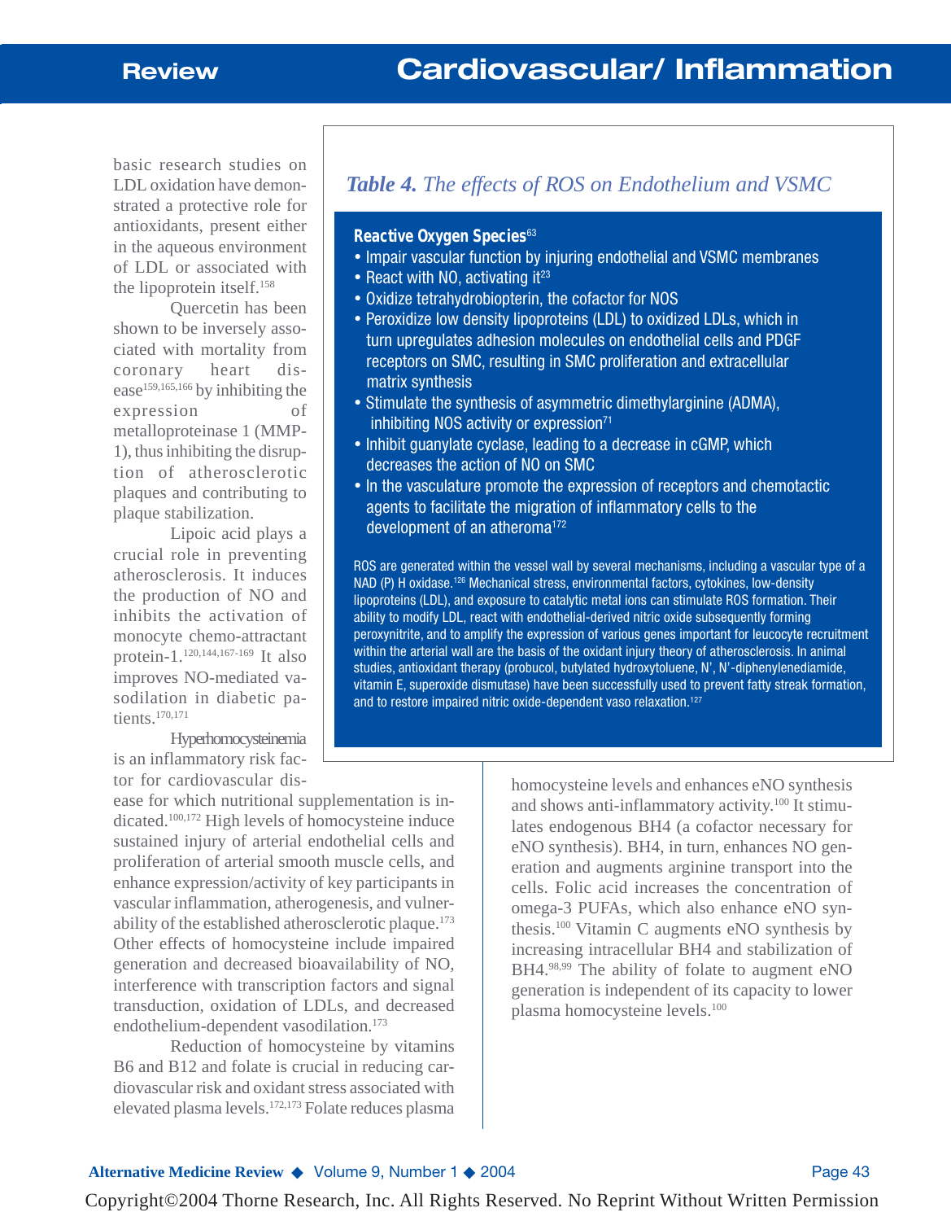basic research studies on LDL oxidation have demonstrated a protective role for antioxidants, present either in the aqueous environment of LDL or associated with the lipoprotein itself.[158]

Quercetin has been shown to be inversely associated with mortality from coronary heart disease[159,165,166] by inhibiting the expression of metalloproteinase 1 (MMP-1), thus inhibiting the disruption of atherosclerotic plaques and contributing to plaque stabilization.

Lipoic acid plays a crucial role in preventing atherosclerosis. It induces the production of NO and inhibits the activation of monocyte chemo-attractant protein-1.[120,144,167-169] It also improves NO-mediated vasodilation in diabetic patients.[170,171]

Hyperhomocysteinemia is an inflammatory risk factor for cardiovascular disease for which nutritional supplementation is indicated.[100,172] High levels of homocysteine induce sustained injury of arterial endothelial cells and proliferation of arterial smooth muscle cells, and enhance expression/activity of key participants in vascular inflammation, atherogenesis, and vulnerability of the established atherosclerotic plaque.[173] Other effects of homocysteine include impaired generation and decreased bioavailability of NO, interference with transcription factors and signal transduction, oxidation of LDLs, and decreased endothelium-dependent vasodilation.[173]

Reduction of homocysteine by vitamins B6 and B12 and folate is crucial in reducing cardiovascular risk and oxidant stress associated with elevated plasma levels.[172,173] Folate reduces plasma homocysteine levels and enhances eNO synthesis and shows anti-inflammatory activity.[100] It stimulates endogenous BH4 (a cofactor necessary for eNO synthesis). BH4, in turn, enhances NO generation and augments arginine transport into the cells. Folic acid increases the concentration of omega-3 PUFAs, which also enhance eNO synthesis.[100] Vitamin C augments eNO synthesis by increasing intracellular BH4 and stabilization of BH4.[98,99] The ability of folate to augment eNO generation is independent of its capacity to lower plasma homocysteine levels.[100]

### *Table 4. The effects of ROS on Endothelium and VSMC*

**Reactive Oxygen Species**[63]

- Impair vascular function by injuring endothelial and VSMC membranes
- React with NO, activating it[23]
- Oxidize tetrahydrobiopterin, the cofactor for NOS
- Peroxidize low density lipoproteins (LDL) to oxidized LDLs, which in turn upregulates adhesion molecules on endothelial cells and PDGF receptors on SMC, resulting in SMC proliferation and extracellular matrix synthesis
- Stimulate the synthesis of asymmetric dimethylarginine (ADMA), inhibiting NOS activity or expression[71]
- Inhibit guanylate cyclase, leading to a decrease in cGMP, which decreases the action of NO on SMC
- In the vasculature promote the expression of receptors and chemotactic agents to facilitate the migration of inflammatory cells to the development of an atheroma[172]

ROS are generated within the vessel wall by several mechanisms, including a vascular type of a NAD (P) H oxidase.[126] Mechanical stress, environmental factors, cytokines, low-density lipoproteins (LDL), and exposure to catalytic metal ions can stimulate ROS formation. Their ability to modify LDL, react with endothelial-derived nitric oxide subsequently forming peroxynitrite, and to amplify the expression of various genes important for leucocyte recruitment within the arterial wall are the basis of the oxidant injury theory of atherosclerosis. In animal studies, antioxidant therapy (probucol, butylated hydroxytoluene, N', N'-diphenylenediamide, vitamin E, superoxide dismutase) have been successfully used to prevent fatty streak formation, and to restore impaired nitric oxide-dependent vaso relaxation.[127]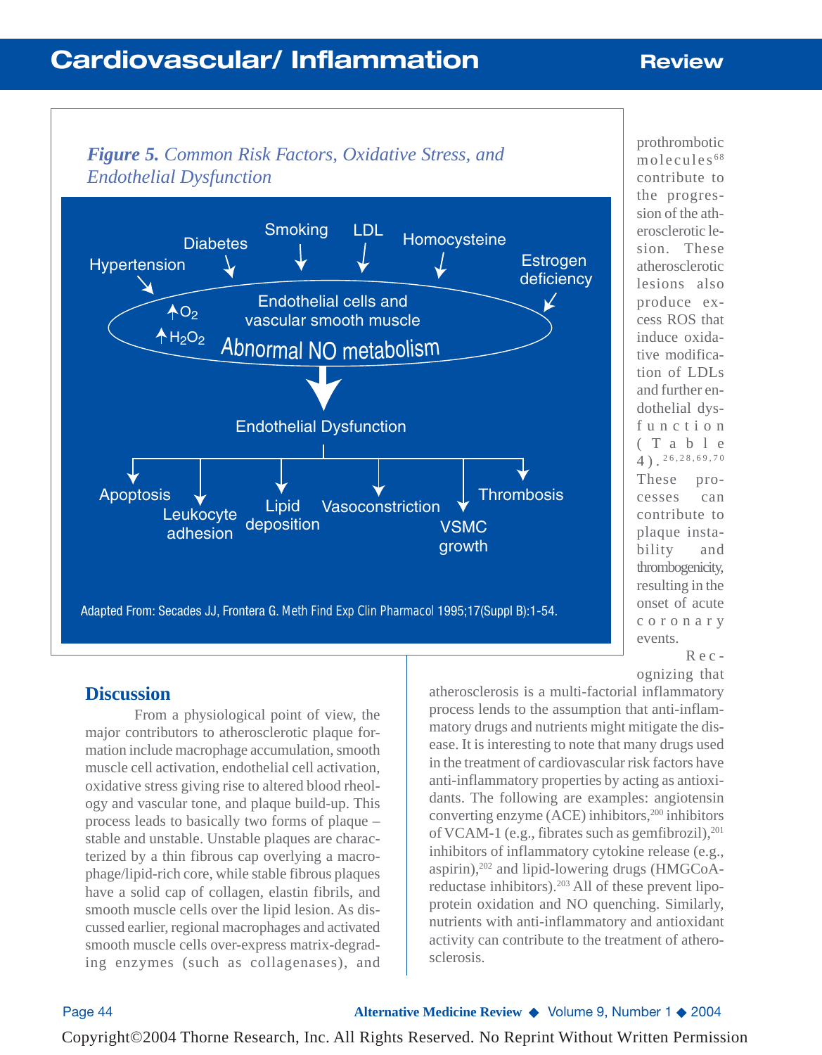*Figure 5. Common Risk Factors, Oxidative Stress, and Endothelial Dysfunction*

Hypertension, Diabetes, Smoking, LDL, Homocysteine, Estrogen deficiency → Endothelial cells and vascular smooth muscle ($\uparrow O_2$, $\uparrow H_2O_2$) — Abnormal NO metabolism → Endothelial Dysfunction → Apoptosis, Leukocyte adhesion, Lipid deposition, Vasoconstriction, VSMC growth, Thrombosis

Adapted From: Secades JJ, Frontera G. Meth Find Exp Clin Pharmacol 1995;17(Suppl B):1-54.

prothrombotic molecules[68] contribute to the progression of the atherosclerotic lesion. These atherosclerotic lesions also produce excess ROS that induce oxidative modification of LDLs and further endothelial dysfunction (Table 4).[26,28,69,70] These processes can contribute to plaque instability and thrombogenicity, resulting in the onset of acute coronary events.

## Discussion

From a physiological point of view, the major contributors to atherosclerotic plaque formation include macrophage accumulation, smooth muscle cell activation, endothelial cell activation, oxidative stress giving rise to altered blood rheology and vascular tone, and plaque build-up. This process leads to basically two forms of plaque – stable and unstable. Unstable plaques are characterized by a thin fibrous cap overlying a macrophage/lipid-rich core, while stable fibrous plaques have a solid cap of collagen, elastin fibrils, and smooth muscle cells over the lipid lesion. As discussed earlier, regional macrophages and activated smooth muscle cells over-express matrix-degrading enzymes (such as collagenases), and

Recognizing that atherosclerosis is a multi-factorial inflammatory process lends to the assumption that anti-inflammatory drugs and nutrients might mitigate the disease. It is interesting to note that many drugs used in the treatment of cardiovascular risk factors have anti-inflammatory properties by acting as antioxidants. The following are examples: angiotensin converting enzyme (ACE) inhibitors,[200] inhibitors of VCAM-1 (e.g., fibrates such as gemfibrozil),[201] inhibitors of inflammatory cytokine release (e.g., aspirin),[202] and lipid-lowering drugs (HMGCoA-reductase inhibitors).[203] All of these prevent lipoprotein oxidation and NO quenching. Similarly, nutrients with anti-inflammatory and antioxidant activity can contribute to the treatment of atherosclerosis.

Copyright©2004 Thorne Research, Inc. All Rights Reserved. No Reprint Without Written Permission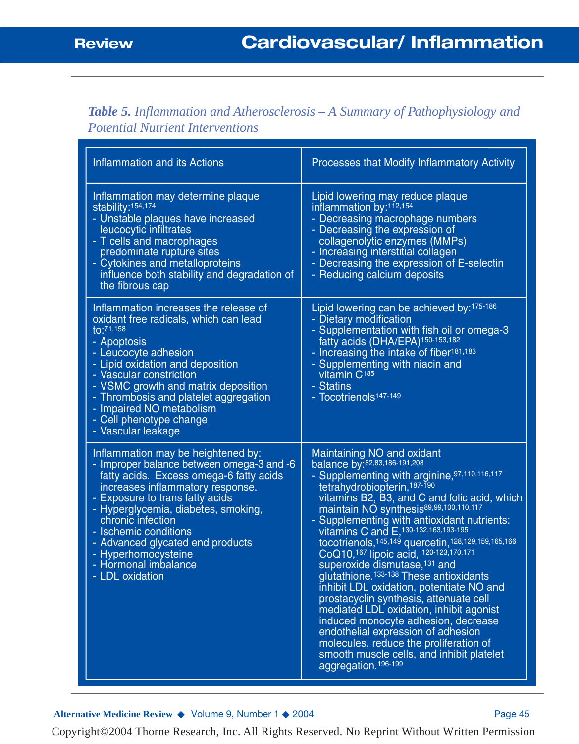*Table 5. Inflammation and Atherosclerosis – A Summary of Pathophysiology and Potential Nutrient Interventions*

| Inflammation and its Actions | Processes that Modify Inflammatory Activity |
|---|---|
| Inflammation may determine plaque stability:[154,174]<br>- Unstable plaques have increased leucocytic infiltrates<br>- T cells and macrophages predominate rupture sites<br>- Cytokines and metalloproteins influence both stability and degradation of the fibrous cap | Lipid lowering may reduce plaque inflammation by:[112,154]<br>- Decreasing macrophage numbers<br>- Decreasing the expression of collagenolytic enzymes (MMPs)<br>- Increasing interstitial collagen<br>- Decreasing the expression of E-selectin<br>- Reducing calcium deposits |
| Inflammation increases the release of oxidant free radicals, which can lead to:[71,158]<br>- Apoptosis<br>- Leucocyte adhesion<br>- Lipid oxidation and deposition<br>- Vascular constriction<br>- VSMC growth and matrix deposition<br>- Thrombosis and platelet aggregation<br>- Impaired NO metabolism<br>- Cell phenotype change<br>- Vascular leakage | Lipid lowering can be achieved by:[175-186]<br>- Dietary modification<br>- Supplementation with fish oil or omega-3 fatty acids (DHA/EPA)[150-153,182]<br>- Increasing the intake of fiber[181,183]<br>- Supplementing with niacin and vitamin C[185]<br>- Statins<br>- Tocotrienols[147-149] |
| Inflammation may be heightened by:<br>- Improper balance between omega-3 and -6 fatty acids. Excess omega-6 fatty acids increases inflammatory response.<br>- Exposure to trans fatty acids<br>- Hyperglycemia, diabetes, smoking, chronic infection<br>- Ischemic conditions<br>- Advanced glycated end products<br>- Hyperhomocysteine<br>- Hormonal imbalance<br>- LDL oxidation | Maintaining NO and oxidant balance by:[82,83,186-191,208]<br>- Supplementing with arginine,[97,110,116,117] tetrahydrobiopterin,[187-190] vitamins B2, B3, and C and folic acid, which maintain NO synthesis[89,99,100,110,117]<br>- Supplementing with antioxidant nutrients: vitamins C and E,[130-132,163,193-195] tocotrienols,[145,149] quercetin,[128,129,159,165,166] CoQ10,[167] lipoic acid, [120-123,170,171] superoxide dismutase,[131] and glutathione.[133-138] These antioxidants inhibit LDL oxidation, potentiate NO and prostacyclin synthesis, attenuate cell mediated LDL oxidation, inhibit agonist induced monocyte adhesion, decrease endothelial expression of adhesion molecules, reduce the proliferation of smooth muscle cells, and inhibit platelet aggregation.[196-199] |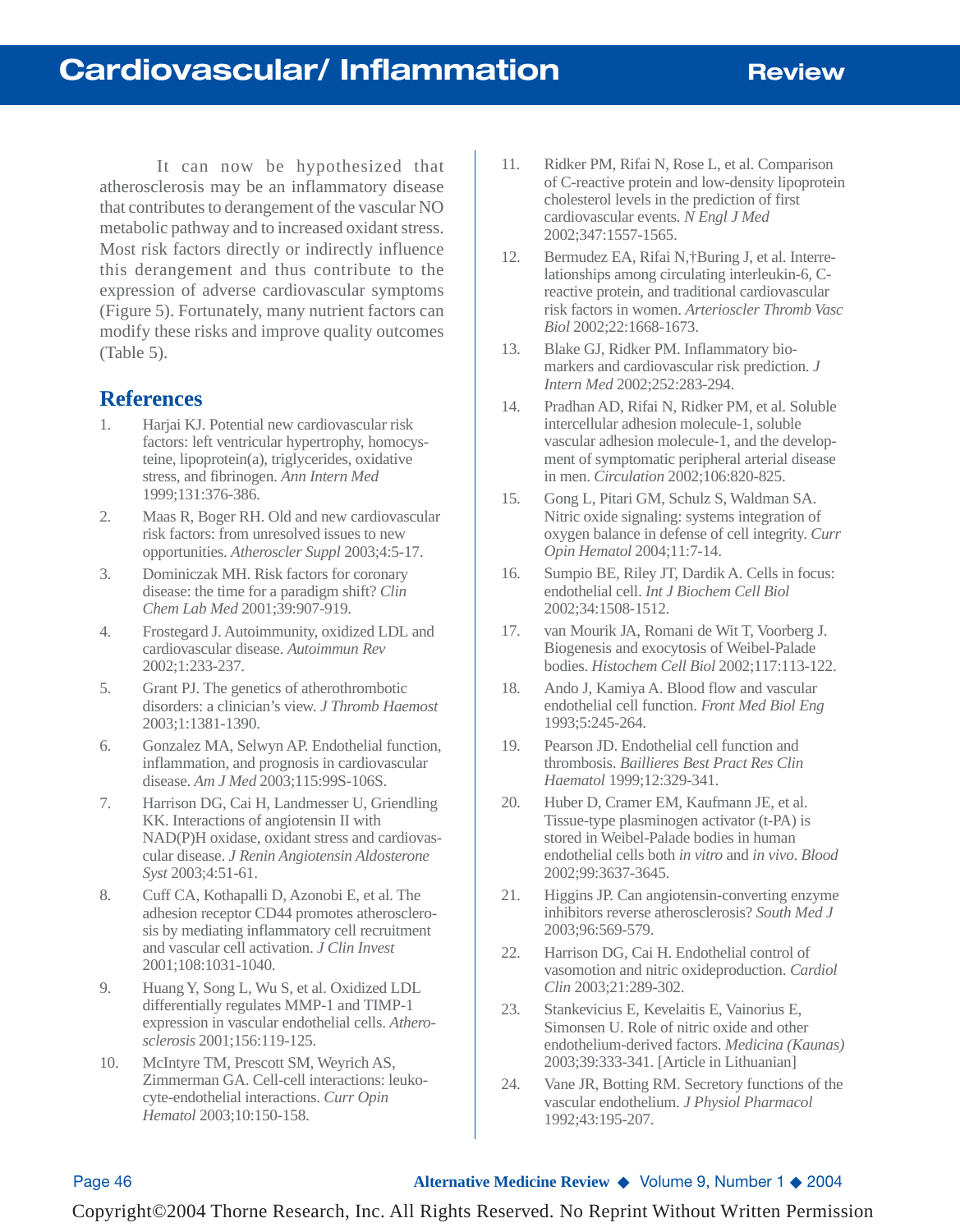It can now be hypothesized that atherosclerosis may be an inflammatory disease that contributes to derangement of the vascular NO metabolic pathway and to increased oxidant stress. Most risk factors directly or indirectly influence this derangement and thus contribute to the expression of adverse cardiovascular symptoms (Figure 5). Fortunately, many nutrient factors can modify these risks and improve quality outcomes (Table 5).

## References

1. Harjai KJ. Potential new cardiovascular risk factors: left ventricular hypertrophy, homocysteine, lipoprotein(a), triglycerides, oxidative stress, and fibrinogen. *Ann Intern Med* 1999;131:376-386.
2. Maas R, Boger RH. Old and new cardiovascular risk factors: from unresolved issues to new opportunities. *Atheroscler Suppl* 2003;4:5-17.
3. Dominiczak MH. Risk factors for coronary disease: the time for a paradigm shift? *Clin Chem Lab Med* 2001;39:907-919.
4. Frostegard J. Autoimmunity, oxidized LDL and cardiovascular disease. *Autoimmun Rev* 2002;1:233-237.
5. Grant PJ. The genetics of atherothrombotic disorders: a clinician's view. *J Thromb Haemost* 2003;1:1381-1390.
6. Gonzalez MA, Selwyn AP. Endothelial function, inflammation, and prognosis in cardiovascular disease. *Am J Med* 2003;115:99S-106S.
7. Harrison DG, Cai H, Landmesser U, Griendling KK. Interactions of angiotensin II with NAD(P)H oxidase, oxidant stress and cardiovascular disease. *J Renin Angiotensin Aldosterone Syst* 2003;4:51-61.
8. Cuff CA, Kothapalli D, Azonobi E, et al. The adhesion receptor CD44 promotes atherosclerosis by mediating inflammatory cell recruitment and vascular cell activation. *J Clin Invest* 2001;108:1031-1040.
9. Huang Y, Song L, Wu S, et al. Oxidized LDL differentially regulates MMP-1 and TIMP-1 expression in vascular endothelial cells. *Atherosclerosis* 2001;156:119-125.
10. McIntyre TM, Prescott SM, Weyrich AS, Zimmerman GA. Cell-cell interactions: leukocyte-endothelial interactions. *Curr Opin Hematol* 2003;10:150-158.
11. Ridker PM, Rifai N, Rose L, et al. Comparison of C-reactive protein and low-density lipoprotein cholesterol levels in the prediction of first cardiovascular events. *N Engl J Med* 2002;347:1557-1565.
12. Bermudez EA, Rifai N,†Buring J, et al. Interrelationships among circulating interleukin-6, C-reactive protein, and traditional cardiovascular risk factors in women. *Arterioscler Thromb Vasc Biol* 2002;22:1668-1673.
13. Blake GJ, Ridker PM. Inflammatory biomarkers and cardiovascular risk prediction. *J Intern Med* 2002;252:283-294.
14. Pradhan AD, Rifai N, Ridker PM, et al. Soluble intercellular adhesion molecule-1, soluble vascular adhesion molecule-1, and the development of symptomatic peripheral arterial disease in men. *Circulation* 2002;106:820-825.
15. Gong L, Pitari GM, Schulz S, Waldman SA. Nitric oxide signaling: systems integration of oxygen balance in defense of cell integrity. *Curr Opin Hematol* 2004;11:7-14.
16. Sumpio BE, Riley JT, Dardik A. Cells in focus: endothelial cell. *Int J Biochem Cell Biol* 2002;34:1508-1512.
17. van Mourik JA, Romani de Wit T, Voorberg J. Biogenesis and exocytosis of Weibel-Palade bodies. *Histochem Cell Biol* 2002;117:113-122.
18. Ando J, Kamiya A. Blood flow and vascular endothelial cell function. *Front Med Biol Eng* 1993;5:245-264.
19. Pearson JD. Endothelial cell function and thrombosis. *Baillieres Best Pract Res Clin Haematol* 1999;12:329-341.
20. Huber D, Cramer EM, Kaufmann JE, et al. Tissue-type plasminogen activator (t-PA) is stored in Weibel-Palade bodies in human endothelial cells both *in vitro* and *in vivo*. *Blood* 2002;99:3637-3645.
21. Higgins JP. Can angiotensin-converting enzyme inhibitors reverse atherosclerosis? *South Med J* 2003;96:569-579.
22. Harrison DG, Cai H. Endothelial control of vasomotion and nitric oxideproduction. *Cardiol Clin* 2003;21:289-302.
23. Stankevicius E, Kevelaitis E, Vainorius E, Simonsen U. Role of nitric oxide and other endothelium-derived factors. *Medicina (Kaunas)* 2003;39:333-341. [Article in Lithuanian]
24. Vane JR, Botting RM. Secretory functions of the vascular endothelium. *J Physiol Pharmacol* 1992;43:195-207.

Copyright©2004 Thorne Research, Inc. All Rights Reserved. No Reprint Without Written Permission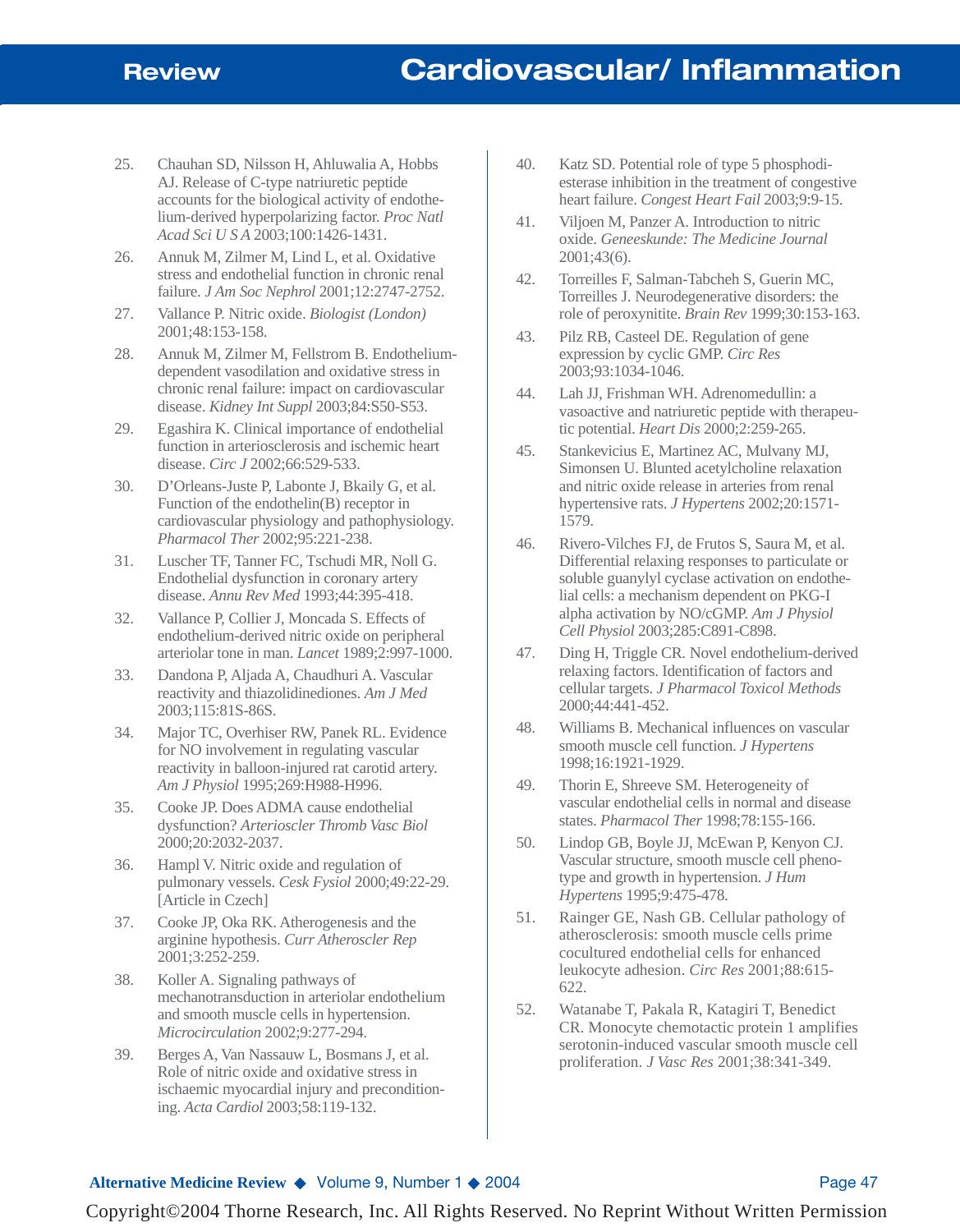25. Chauhan SD, Nilsson H, Ahluwalia A, Hobbs AJ. Release of C-type natriuretic peptide accounts for the biological activity of endothelium-derived hyperpolarizing factor. *Proc Natl Acad Sci U S A* 2003;100:1426-1431.
26. Annuk M, Zilmer M, Lind L, et al. Oxidative stress and endothelial function in chronic renal failure. *J Am Soc Nephrol* 2001;12:2747-2752.
27. Vallance P. Nitric oxide. *Biologist (London)* 2001;48:153-158.
28. Annuk M, Zilmer M, Fellstrom B. Endothelium-dependent vasodilation and oxidative stress in chronic renal failure: impact on cardiovascular disease. *Kidney Int Suppl* 2003;84:S50-S53.
29. Egashira K. Clinical importance of endothelial function in arteriosclerosis and ischemic heart disease. *Circ J* 2002;66:529-533.
30. D'Orleans-Juste P, Labonte J, Bkaily G, et al. Function of the endothelin(B) receptor in cardiovascular physiology and pathophysiology. *Pharmacol Ther* 2002;95:221-238.
31. Luscher TF, Tanner FC, Tschudi MR, Noll G. Endothelial dysfunction in coronary artery disease. *Annu Rev Med* 1993;44:395-418.
32. Vallance P, Collier J, Moncada S. Effects of endothelium-derived nitric oxide on peripheral arteriolar tone in man. *Lancet* 1989;2:997-1000.
33. Dandona P, Aljada A, Chaudhuri A. Vascular reactivity and thiazolidinediones. *Am J Med* 2003;115:81S-86S.
34. Major TC, Overhiser RW, Panek RL. Evidence for NO involvement in regulating vascular reactivity in balloon-injured rat carotid artery. *Am J Physiol* 1995;269:H988-H996.
35. Cooke JP. Does ADMA cause endothelial dysfunction? *Arterioscler Thromb Vasc Biol* 2000;20:2032-2037.
36. Hampl V. Nitric oxide and regulation of pulmonary vessels. *Cesk Fysiol* 2000;49:22-29. [Article in Czech]
37. Cooke JP, Oka RK. Atherogenesis and the arginine hypothesis. *Curr Atheroscler Rep* 2001;3:252-259.
38. Koller A. Signaling pathways of mechanotransduction in arteriolar endothelium and smooth muscle cells in hypertension. *Microcirculation* 2002;9:277-294.
39. Berges A, Van Nassauw L, Bosmans J, et al. Role of nitric oxide and oxidative stress in ischaemic myocardial injury and preconditioning. *Acta Cardiol* 2003;58:119-132.
40. Katz SD. Potential role of type 5 phosphodiesterase inhibition in the treatment of congestive heart failure. *Congest Heart Fail* 2003;9:9-15.
41. Viljoen M, Panzer A. Introduction to nitric oxide. *Geneeskunde: The Medicine Journal* 2001;43(6).
42. Torreilles F, Salman-Tabcheh S, Guerin MC, Torreilles J. Neurodegenerative disorders: the role of peroxynitite. *Brain Rev* 1999;30:153-163.
43. Pilz RB, Casteel DE. Regulation of gene expression by cyclic GMP. *Circ Res* 2003;93:1034-1046.
44. Lah JJ, Frishman WH. Adrenomedullin: a vasoactive and natriuretic peptide with therapeutic potential. *Heart Dis* 2000;2:259-265.
45. Stankevicius E, Martinez AC, Mulvany MJ, Simonsen U. Blunted acetylcholine relaxation and nitric oxide release in arteries from renal hypertensive rats. *J Hypertens* 2002;20:1571-1579.
46. Rivero-Vilches FJ, de Frutos S, Saura M, et al. Differential relaxing responses to particulate or soluble guanylyl cyclase activation on endothelial cells: a mechanism dependent on PKG-I alpha activation by NO/cGMP. *Am J Physiol Cell Physiol* 2003;285:C891-C898.
47. Ding H, Triggle CR. Novel endothelium-derived relaxing factors. Identification of factors and cellular targets. *J Pharmacol Toxicol Methods* 2000;44:441-452.
48. Williams B. Mechanical influences on vascular smooth muscle cell function. *J Hypertens* 1998;16:1921-1929.
49. Thorin E, Shreeve SM. Heterogeneity of vascular endothelial cells in normal and disease states. *Pharmacol Ther* 1998;78:155-166.
50. Lindop GB, Boyle JJ, McEwan P, Kenyon CJ. Vascular structure, smooth muscle cell phenotype and growth in hypertension. *J Hum Hypertens* 1995;9:475-478.
51. Rainger GE, Nash GB. Cellular pathology of atherosclerosis: smooth muscle cells prime cocultured endothelial cells for enhanced leukocyte adhesion. *Circ Res* 2001;88:615-622.
52. Watanabe T, Pakala R, Katagiri T, Benedict CR. Monocyte chemotactic protein 1 amplifies serotonin-induced vascular smooth muscle cell proliferation. *J Vasc Res* 2001;38:341-349.

Copyright©2004 Thorne Research, Inc. All Rights Reserved. No Reprint Without Written Permission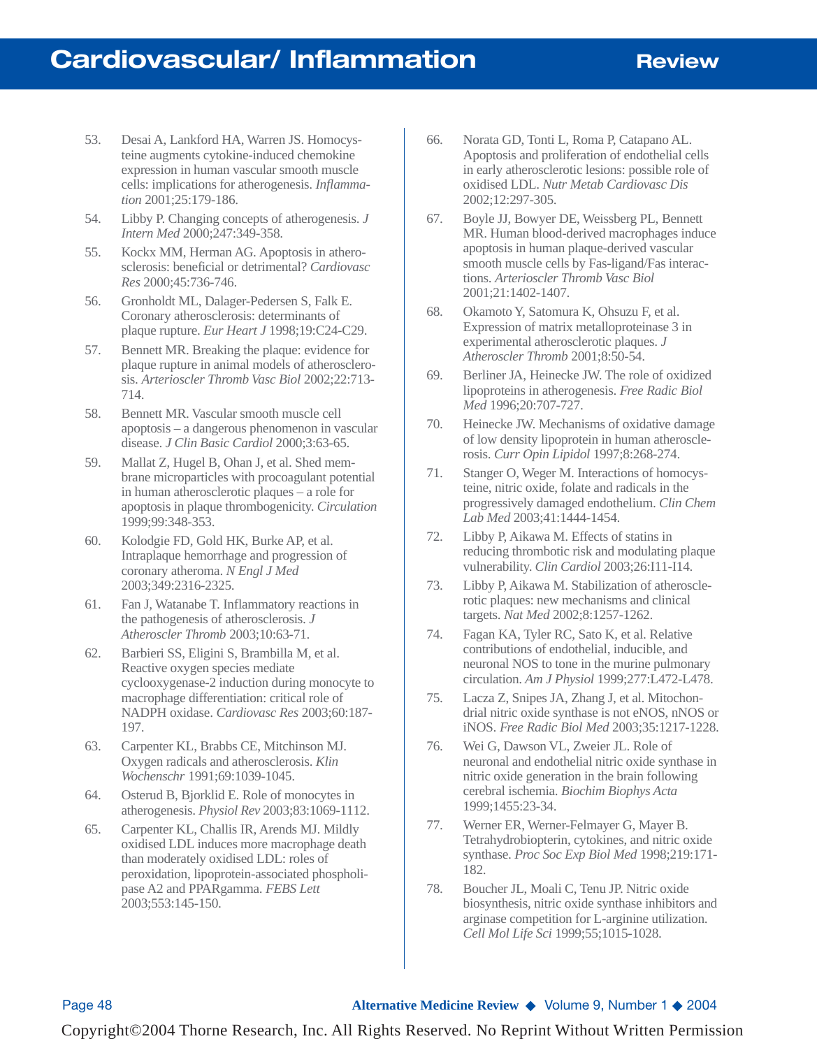53. Desai A, Lankford HA, Warren JS. Homocysteine augments cytokine-induced chemokine expression in human vascular smooth muscle cells: implications for atherogenesis. *Inflammation* 2001;25:179-186.
54. Libby P. Changing concepts of atherogenesis. *J Intern Med* 2000;247:349-358.
55. Kockx MM, Herman AG. Apoptosis in atherosclerosis: beneficial or detrimental? *Cardiovasc Res* 2000;45:736-746.
56. Gronholdt ML, Dalager-Pedersen S, Falk E. Coronary atherosclerosis: determinants of plaque rupture. *Eur Heart J* 1998;19:C24-C29.
57. Bennett MR. Breaking the plaque: evidence for plaque rupture in animal models of atherosclerosis. *Arterioscler Thromb Vasc Biol* 2002;22:713-714.
58. Bennett MR. Vascular smooth muscle cell apoptosis – a dangerous phenomenon in vascular disease. *J Clin Basic Cardiol* 2000;3:63-65.
59. Mallat Z, Hugel B, Ohan J, et al. Shed membrane microparticles with procoagulant potential in human atherosclerotic plaques – a role for apoptosis in plaque thrombogenicity. *Circulation* 1999;99:348-353.
60. Kolodgie FD, Gold HK, Burke AP, et al. Intraplaque hemorrhage and progression of coronary atheroma. *N Engl J Med* 2003;349:2316-2325.
61. Fan J, Watanabe T. Inflammatory reactions in the pathogenesis of atherosclerosis. *J Atheroscler Thromb* 2003;10:63-71.
62. Barbieri SS, Eligini S, Brambilla M, et al. Reactive oxygen species mediate cyclooxygenase-2 induction during monocyte to macrophage differentiation: critical role of NADPH oxidase. *Cardiovasc Res* 2003;60:187-197.
63. Carpenter KL, Brabbs CE, Mitchinson MJ. Oxygen radicals and atherosclerosis. *Klin Wochenschr* 1991;69:1039-1045.
64. Osterud B, Bjorklid E. Role of monocytes in atherogenesis. *Physiol Rev* 2003;83:1069-1112.
65. Carpenter KL, Challis IR, Arends MJ. Mildly oxidised LDL induces more macrophage death than moderately oxidised LDL: roles of peroxidation, lipoprotein-associated phospholipase A2 and PPARgamma. *FEBS Lett* 2003;553:145-150.
66. Norata GD, Tonti L, Roma P, Catapano AL. Apoptosis and proliferation of endothelial cells in early atherosclerotic lesions: possible role of oxidised LDL. *Nutr Metab Cardiovasc Dis* 2002;12:297-305.
67. Boyle JJ, Bowyer DE, Weissberg PL, Bennett MR. Human blood-derived macrophages induce apoptosis in human plaque-derived vascular smooth muscle cells by Fas-ligand/Fas interactions. *Arterioscler Thromb Vasc Biol* 2001;21:1402-1407.
68. Okamoto Y, Satomura K, Ohsuzu F, et al. Expression of matrix metalloproteinase 3 in experimental atherosclerotic plaques. *J Atheroscler Thromb* 2001;8:50-54.
69. Berliner JA, Heinecke JW. The role of oxidized lipoproteins in atherogenesis. *Free Radic Biol Med* 1996;20:707-727.
70. Heinecke JW. Mechanisms of oxidative damage of low density lipoprotein in human atherosclerosis. *Curr Opin Lipidol* 1997;8:268-274.
71. Stanger O, Weger M. Interactions of homocysteine, nitric oxide, folate and radicals in the progressively damaged endothelium. *Clin Chem Lab Med* 2003;41:1444-1454.
72. Libby P, Aikawa M. Effects of statins in reducing thrombotic risk and modulating plaque vulnerability. *Clin Cardiol* 2003;26:I11-I14.
73. Libby P, Aikawa M. Stabilization of atherosclerotic plaques: new mechanisms and clinical targets. *Nat Med* 2002;8:1257-1262.
74. Fagan KA, Tyler RC, Sato K, et al. Relative contributions of endothelial, inducible, and neuronal NOS to tone in the murine pulmonary circulation. *Am J Physiol* 1999;277:L472-L478.
75. Lacza Z, Snipes JA, Zhang J, et al. Mitochondrial nitric oxide synthase is not eNOS, nNOS or iNOS. *Free Radic Biol Med* 2003;35:1217-1228.
76. Wei G, Dawson VL, Zweier JL. Role of neuronal and endothelial nitric oxide synthase in nitric oxide generation in the brain following cerebral ischemia. *Biochim Biophys Acta* 1999;1455:23-34.
77. Werner ER, Werner-Felmayer G, Mayer B. Tetrahydrobiopterin, cytokines, and nitric oxide synthase. *Proc Soc Exp Biol Med* 1998;219:171-182.
78. Boucher JL, Moali C, Tenu JP. Nitric oxide biosynthesis, nitric oxide synthase inhibitors and arginase competition for L-arginine utilization. *Cell Mol Life Sci* 1999;55;1015-1028.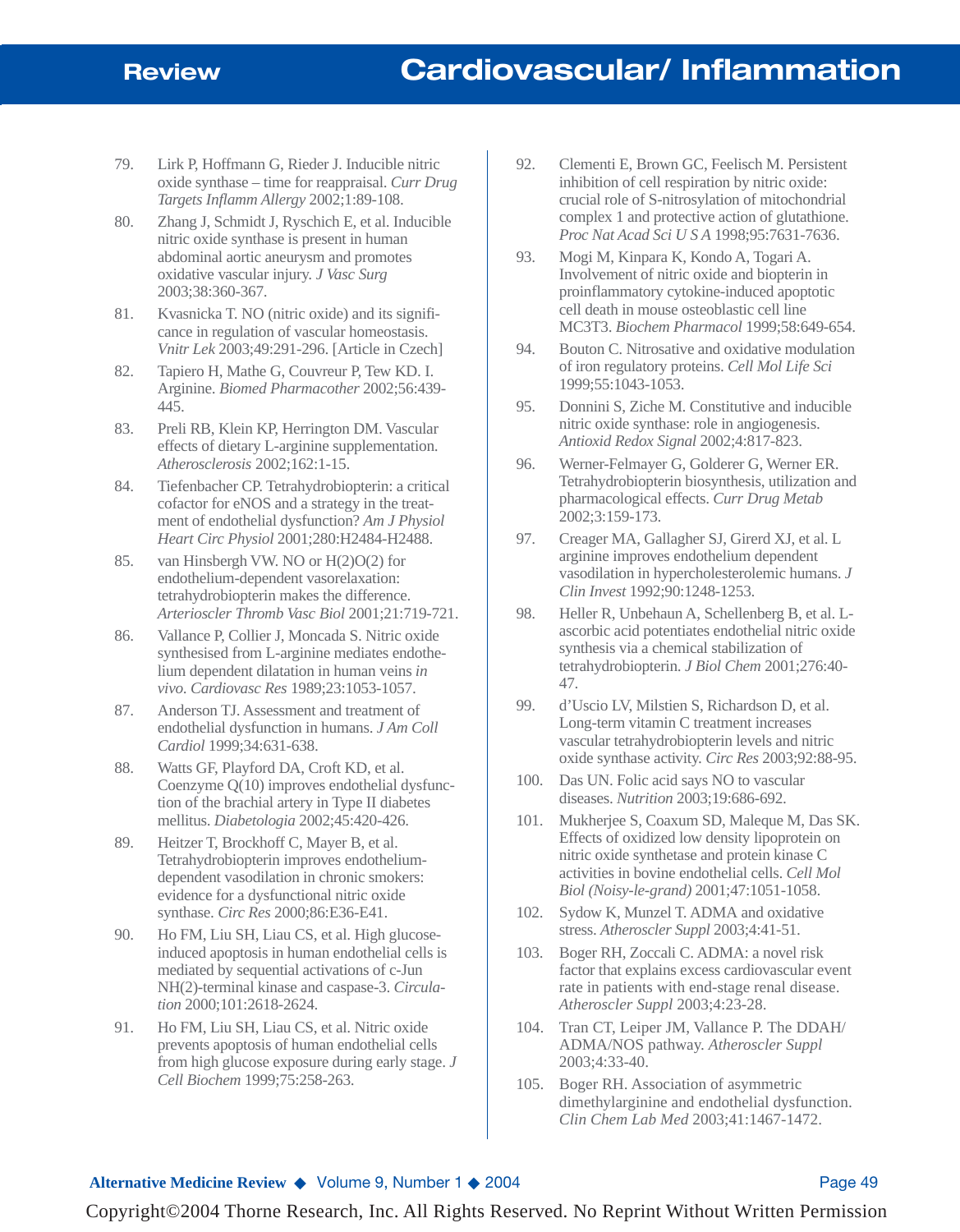79. Lirk P, Hoffmann G, Rieder J. Inducible nitric oxide synthase – time for reappraisal. *Curr Drug Targets Inflamm Allergy* 2002;1:89-108.
80. Zhang J, Schmidt J, Ryschich E, et al. Inducible nitric oxide synthase is present in human abdominal aortic aneurysm and promotes oxidative vascular injury. *J Vasc Surg* 2003;38:360-367.
81. Kvasnicka T. NO (nitric oxide) and its significance in regulation of vascular homeostasis. *Vnitr Lek* 2003;49:291-296. [Article in Czech]
82. Tapiero H, Mathe G, Couvreur P, Tew KD. I. Arginine. *Biomed Pharmacother* 2002;56:439-445.
83. Preli RB, Klein KP, Herrington DM. Vascular effects of dietary L-arginine supplementation. *Atherosclerosis* 2002;162:1-15.
84. Tiefenbacher CP. Tetrahydrobiopterin: a critical cofactor for eNOS and a strategy in the treatment of endothelial dysfunction? *Am J Physiol Heart Circ Physiol* 2001;280:H2484-H2488.
85. van Hinsbergh VW. NO or H(2)O(2) for endothelium-dependent vasorelaxation: tetrahydrobiopterin makes the difference. *Arterioscler Thromb Vasc Biol* 2001;21:719-721.
86. Vallance P, Collier J, Moncada S. Nitric oxide synthesised from L-arginine mediates endothelium dependent dilatation in human veins *in vivo*. *Cardiovasc Res* 1989;23:1053-1057.
87. Anderson TJ. Assessment and treatment of endothelial dysfunction in humans. *J Am Coll Cardiol* 1999;34:631-638.
88. Watts GF, Playford DA, Croft KD, et al. Coenzyme Q(10) improves endothelial dysfunction of the brachial artery in Type II diabetes mellitus. *Diabetologia* 2002;45:420-426.
89. Heitzer T, Brockhoff C, Mayer B, et al. Tetrahydrobiopterin improves endothelium-dependent vasodilation in chronic smokers: evidence for a dysfunctional nitric oxide synthase. *Circ Res* 2000;86:E36-E41.
90. Ho FM, Liu SH, Liau CS, et al. High glucose-induced apoptosis in human endothelial cells is mediated by sequential activations of c-Jun NH(2)-terminal kinase and caspase-3. *Circulation* 2000;101:2618-2624.
91. Ho FM, Liu SH, Liau CS, et al. Nitric oxide prevents apoptosis of human endothelial cells from high glucose exposure during early stage. *J Cell Biochem* 1999;75:258-263.
92. Clementi E, Brown GC, Feelisch M. Persistent inhibition of cell respiration by nitric oxide: crucial role of S-nitrosylation of mitochondrial complex 1 and protective action of glutathione. *Proc Nat Acad Sci U S A* 1998;95:7631-7636.
93. Mogi M, Kinpara K, Kondo A, Togari A. Involvement of nitric oxide and biopterin in proinflammatory cytokine-induced apoptotic cell death in mouse osteoblastic cell line MC3T3. *Biochem Pharmacol* 1999;58:649-654.
94. Bouton C. Nitrosative and oxidative modulation of iron regulatory proteins. *Cell Mol Life Sci* 1999;55:1043-1053.
95. Donnini S, Ziche M. Constitutive and inducible nitric oxide synthase: role in angiogenesis. *Antioxid Redox Signal* 2002;4:817-823.
96. Werner-Felmayer G, Golderer G, Werner ER. Tetrahydrobiopterin biosynthesis, utilization and pharmacological effects. *Curr Drug Metab* 2002;3:159-173.
97. Creager MA, Gallagher SJ, Girerd XJ, et al. L arginine improves endothelium dependent vasodilation in hypercholesterolemic humans. *J Clin Invest* 1992;90:1248-1253.
98. Heller R, Unbehaun A, Schellenberg B, et al. L-ascorbic acid potentiates endothelial nitric oxide synthesis via a chemical stabilization of tetrahydrobiopterin. *J Biol Chem* 2001;276:40-47.
99. d'Uscio LV, Milstien S, Richardson D, et al. Long-term vitamin C treatment increases vascular tetrahydrobiopterin levels and nitric oxide synthase activity. *Circ Res* 2003;92:88-95.
100. Das UN. Folic acid says NO to vascular diseases. *Nutrition* 2003;19:686-692.
101. Mukherjee S, Coaxum SD, Maleque M, Das SK. Effects of oxidized low density lipoprotein on nitric oxide synthetase and protein kinase C activities in bovine endothelial cells. *Cell Mol Biol (Noisy-le-grand)* 2001;47:1051-1058.
102. Sydow K, Munzel T. ADMA and oxidative stress. *Atheroscler Suppl* 2003;4:41-51.
103. Boger RH, Zoccali C. ADMA: a novel risk factor that explains excess cardiovascular event rate in patients with end-stage renal disease. *Atheroscler Suppl* 2003;4:23-28.
104. Tran CT, Leiper JM, Vallance P. The DDAH/ADMA/NOS pathway. *Atheroscler Suppl* 2003;4:33-40.
105. Boger RH. Association of asymmetric dimethylarginine and endothelial dysfunction. *Clin Chem Lab Med* 2003;41:1467-1472.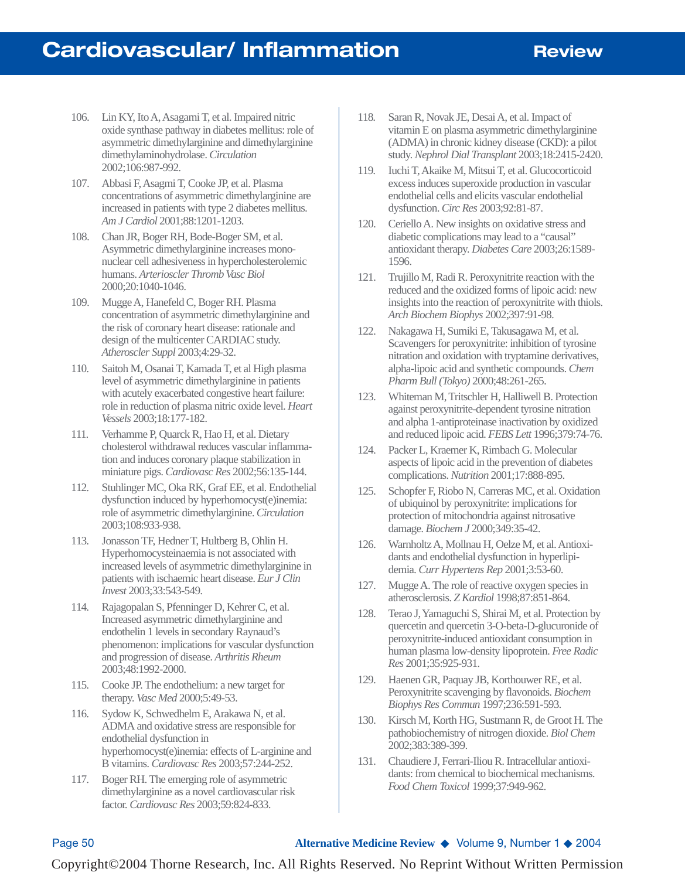106. Lin KY, Ito A, Asagami T, et al. Impaired nitric oxide synthase pathway in diabetes mellitus: role of asymmetric dimethylarginine and dimethylarginine dimethylaminohydrolase. *Circulation* 2002;106:987-992.
107. Abbasi F, Asagmi T, Cooke JP, et al. Plasma concentrations of asymmetric dimethylarginine are increased in patients with type 2 diabetes mellitus. *Am J Cardiol* 2001;88:1201-1203.
108. Chan JR, Boger RH, Bode-Boger SM, et al. Asymmetric dimethylarginine increases mononuclear cell adhesiveness in hypercholesterolemic humans. *Arterioscler Thromb Vasc Biol* 2000;20:1040-1046.
109. Mugge A, Hanefeld C, Boger RH. Plasma concentration of asymmetric dimethylarginine and the risk of coronary heart disease: rationale and design of the multicenter CARDIAC study. *Atheroscler Suppl* 2003;4:29-32.
110. Saitoh M, Osanai T, Kamada T, et al High plasma level of asymmetric dimethylarginine in patients with acutely exacerbated congestive heart failure: role in reduction of plasma nitric oxide level. *Heart Vessels* 2003;18:177-182.
111. Verhamme P, Quarck R, Hao H, et al. Dietary cholesterol withdrawal reduces vascular inflammation and induces coronary plaque stabilization in miniature pigs. *Cardiovasc Res* 2002;56:135-144.
112. Stuhlinger MC, Oka RK, Graf EE, et al. Endothelial dysfunction induced by hyperhomocyst(e)inemia: role of asymmetric dimethylarginine. *Circulation* 2003;108:933-938.
113. Jonasson TF, Hedner T, Hultberg B, Ohlin H. Hyperhomocysteinaemia is not associated with increased levels of asymmetric dimethylarginine in patients with ischaemic heart disease. *Eur J Clin Invest* 2003;33:543-549.
114. Rajagopalan S, Pfenninger D, Kehrer C, et al. Increased asymmetric dimethylarginine and endothelin 1 levels in secondary Raynaud's phenomenon: implications for vascular dysfunction and progression of disease. *Arthritis Rheum* 2003;48:1992-2000.
115. Cooke JP. The endothelium: a new target for therapy. *Vasc Med* 2000;5:49-53.
116. Sydow K, Schwedhelm E, Arakawa N, et al. ADMA and oxidative stress are responsible for endothelial dysfunction in hyperhomocyst(e)inemia: effects of L-arginine and B vitamins. *Cardiovasc Res* 2003;57:244-252.
117. Boger RH. The emerging role of asymmetric dimethylarginine as a novel cardiovascular risk factor. *Cardiovasc Res* 2003;59:824-833.
118. Saran R, Novak JE, Desai A, et al. Impact of vitamin E on plasma asymmetric dimethylarginine (ADMA) in chronic kidney disease (CKD): a pilot study. *Nephrol Dial Transplant* 2003;18:2415-2420.
119. Iuchi T, Akaike M, Mitsui T, et al. Glucocorticoid excess induces superoxide production in vascular endothelial cells and elicits vascular endothelial dysfunction. *Circ Res* 2003;92:81-87.
120. Ceriello A. New insights on oxidative stress and diabetic complications may lead to a "causal" antioxidant therapy. *Diabetes Care* 2003;26:1589-1596.
121. Trujillo M, Radi R. Peroxynitrite reaction with the reduced and the oxidized forms of lipoic acid: new insights into the reaction of peroxynitrite with thiols. *Arch Biochem Biophys* 2002;397:91-98.
122. Nakagawa H, Sumiki E, Takusagawa M, et al. Scavengers for peroxynitrite: inhibition of tyrosine nitration and oxidation with tryptamine derivatives, alpha-lipoic acid and synthetic compounds. *Chem Pharm Bull (Tokyo)* 2000;48:261-265.
123. Whiteman M, Tritschler H, Halliwell B. Protection against peroxynitrite-dependent tyrosine nitration and alpha 1-antiproteinase inactivation by oxidized and reduced lipoic acid. *FEBS Lett* 1996;379:74-76.
124. Packer L, Kraemer K, Rimbach G. Molecular aspects of lipoic acid in the prevention of diabetes complications. *Nutrition* 2001;17:888-895.
125. Schopfer F, Riobo N, Carreras MC, et al. Oxidation of ubiquinol by peroxynitrite: implications for protection of mitochondria against nitrosative damage. *Biochem J* 2000;349:35-42.
126. Warnholtz A, Mollnau H, Oelze M, et al. Antioxidants and endothelial dysfunction in hyperlipidemia. *Curr Hypertens Rep* 2001;3:53-60.
127. Mugge A. The role of reactive oxygen species in atherosclerosis. *Z Kardiol* 1998;87:851-864.
128. Terao J, Yamaguchi S, Shirai M, et al. Protection by quercetin and quercetin 3-O-beta-D-glucuronide of peroxynitrite-induced antioxidant consumption in human plasma low-density lipoprotein. *Free Radic Res* 2001;35:925-931.
129. Haenen GR, Paquay JB, Korthouwer RE, et al. Peroxynitrite scavenging by flavonoids. *Biochem Biophys Res Commun* 1997;236:591-593.
130. Kirsch M, Korth HG, Sustmann R, de Groot H. The pathobiochemistry of nitrogen dioxide. *Biol Chem* 2002;383:389-399.
131. Chaudiere J, Ferrari-Iliou R. Intracellular antioxidants: from chemical to biochemical mechanisms. *Food Chem Toxicol* 1999;37:949-962.

Copyright©2004 Thorne Research, Inc. All Rights Reserved. No Reprint Without Written Permission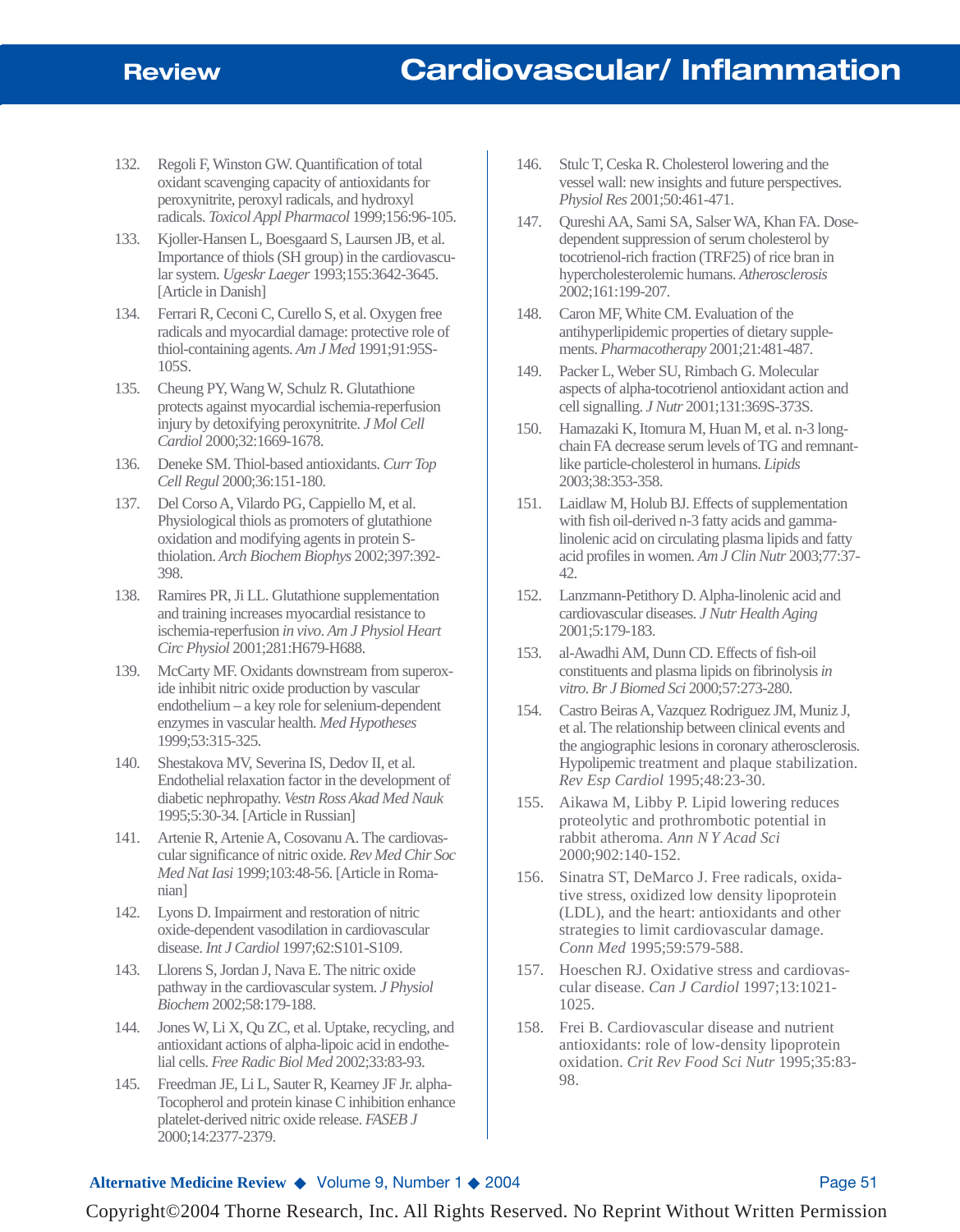132. Regoli F, Winston GW. Quantification of total oxidant scavenging capacity of antioxidants for peroxynitrite, peroxyl radicals, and hydroxyl radicals. *Toxicol Appl Pharmacol* 1999;156:96-105.

133. Kjoller-Hansen L, Boesgaard S, Laursen JB, et al. Importance of thiols (SH group) in the cardiovascular system. *Ugeskr Laeger* 1993;155:3642-3645. [Article in Danish]

134. Ferrari R, Ceconi C, Curello S, et al. Oxygen free radicals and myocardial damage: protective role of thiol-containing agents. *Am J Med* 1991;91:95S-105S.

135. Cheung PY, Wang W, Schulz R. Glutathione protects against myocardial ischemia-reperfusion injury by detoxifying peroxynitrite. *J Mol Cell Cardiol* 2000;32:1669-1678.

136. Deneke SM. Thiol-based antioxidants. *Curr Top Cell Regul* 2000;36:151-180.

137. Del Corso A, Vilardo PG, Cappiello M, et al. Physiological thiols as promoters of glutathione oxidation and modifying agents in protein S-thiolation. *Arch Biochem Biophys* 2002;397:392-398.

138. Ramires PR, Ji LL. Glutathione supplementation and training increases myocardial resistance to ischemia-reperfusion *in vivo*. *Am J Physiol Heart Circ Physiol* 2001;281:H679-H688.

139. McCarty MF. Oxidants downstream from superoxide inhibit nitric oxide production by vascular endothelium – a key role for selenium-dependent enzymes in vascular health. *Med Hypotheses* 1999;53:315-325.

140. Shestakova MV, Severina IS, Dedov II, et al. Endothelial relaxation factor in the development of diabetic nephropathy. *Vestn Ross Akad Med Nauk* 1995;5:30-34. [Article in Russian]

141. Artenie R, Artenie A, Cosovanu A. The cardiovascular significance of nitric oxide. *Rev Med Chir Soc Med Nat Iasi* 1999;103:48-56. [Article in Romanian]

142. Lyons D. Impairment and restoration of nitric oxide-dependent vasodilation in cardiovascular disease. *Int J Cardiol* 1997;62:S101-S109.

143. Llorens S, Jordan J, Nava E. The nitric oxide pathway in the cardiovascular system. *J Physiol Biochem* 2002;58:179-188.

144. Jones W, Li X, Qu ZC, et al. Uptake, recycling, and antioxidant actions of alpha-lipoic acid in endothelial cells. *Free Radic Biol Med* 2002;33:83-93.

145. Freedman JE, Li L, Sauter R, Kearney JF Jr. alpha-Tocopherol and protein kinase C inhibition enhance platelet-derived nitric oxide release. *FASEB J* 2000;14:2377-2379.

146. Stulc T, Ceska R. Cholesterol lowering and the vessel wall: new insights and future perspectives. *Physiol Res* 2001;50:461-471.

147. Qureshi AA, Sami SA, Salser WA, Khan FA. Dose-dependent suppression of serum cholesterol by tocotrienol-rich fraction (TRF25) of rice bran in hypercholesterolemic humans. *Atherosclerosis* 2002;161:199-207.

148. Caron MF, White CM. Evaluation of the antihyperlipidemic properties of dietary supplements. *Pharmacotherapy* 2001;21:481-487.

149. Packer L, Weber SU, Rimbach G. Molecular aspects of alpha-tocotrienol antioxidant action and cell signalling. *J Nutr* 2001;131:369S-373S.

150. Hamazaki K, Itomura M, Huan M, et al. n-3 long-chain FA decrease serum levels of TG and remnant-like particle-cholesterol in humans. *Lipids* 2003;38:353-358.

151. Laidlaw M, Holub BJ. Effects of supplementation with fish oil-derived n-3 fatty acids and gamma-linolenic acid on circulating plasma lipids and fatty acid profiles in women. *Am J Clin Nutr* 2003;77:37-42.

152. Lanzmann-Petithory D. Alpha-linolenic acid and cardiovascular diseases. *J Nutr Health Aging* 2001;5:179-183.

153. al-Awadhi AM, Dunn CD. Effects of fish-oil constituents and plasma lipids on fibrinolysis *in vitro*. *Br J Biomed Sci* 2000;57:273-280.

154. Castro Beiras A, Vazquez Rodriguez JM, Muniz J, et al. The relationship between clinical events and the angiographic lesions in coronary atherosclerosis. Hypolipemic treatment and plaque stabilization. *Rev Esp Cardiol* 1995;48:23-30.

155. Aikawa M, Libby P. Lipid lowering reduces proteolytic and prothrombotic potential in rabbit atheroma. *Ann N Y Acad Sci* 2000;902:140-152.

156. Sinatra ST, DeMarco J. Free radicals, oxidative stress, oxidized low density lipoprotein (LDL), and the heart: antioxidants and other strategies to limit cardiovascular damage. *Conn Med* 1995;59:579-588.

157. Hoeschen RJ. Oxidative stress and cardiovascular disease. *Can J Cardiol* 1997;13:1021-1025.

158. Frei B. Cardiovascular disease and nutrient antioxidants: role of low-density lipoprotein oxidation. *Crit Rev Food Sci Nutr* 1995;35:83-98.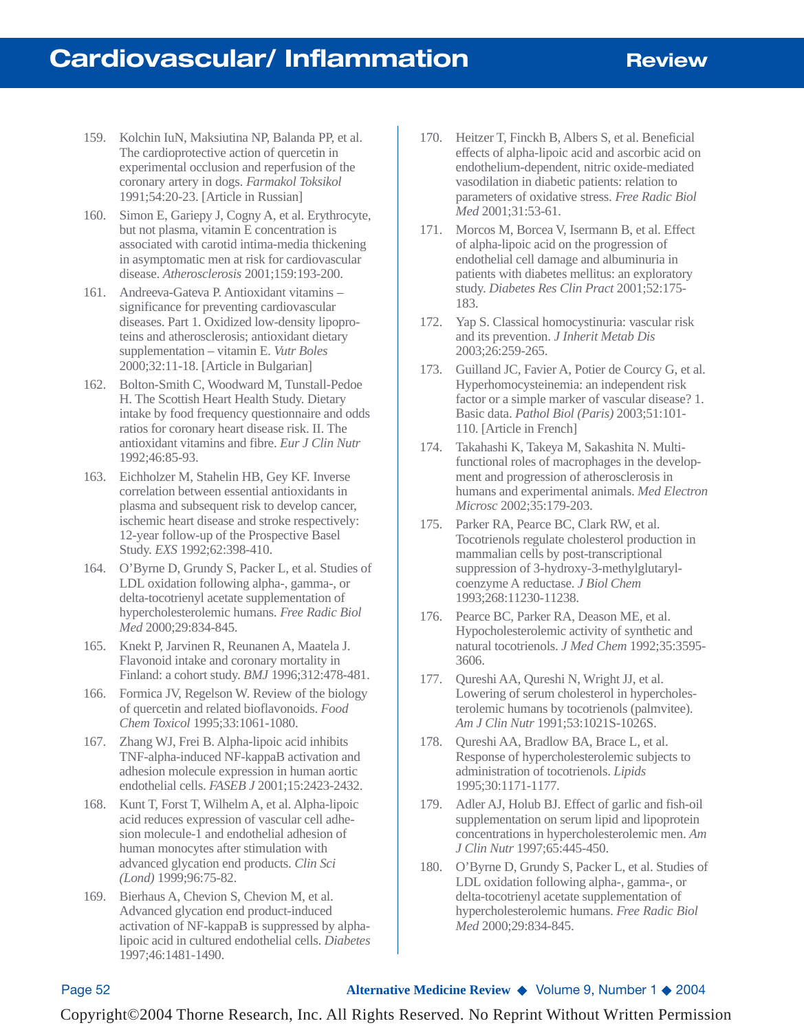159. Kolchin IuN, Maksiutina NP, Balanda PP, et al. The cardioprotective action of quercetin in experimental occlusion and reperfusion of the coronary artery in dogs. *Farmakol Toksikol* 1991;54:20-23. [Article in Russian]

160. Simon E, Gariepy J, Cogny A, et al. Erythrocyte, but not plasma, vitamin E concentration is associated with carotid intima-media thickening in asymptomatic men at risk for cardiovascular disease. *Atherosclerosis* 2001;159:193-200.

161. Andreeva-Gateva P. Antioxidant vitamins – significance for preventing cardiovascular diseases. Part 1. Oxidized low-density lipoproteins and atherosclerosis; antioxidant dietary supplementation – vitamin E. *Vutr Boles* 2000;32:11-18. [Article in Bulgarian]

162. Bolton-Smith C, Woodward M, Tunstall-Pedoe H. The Scottish Heart Health Study. Dietary intake by food frequency questionnaire and odds ratios for coronary heart disease risk. II. The antioxidant vitamins and fibre. *Eur J Clin Nutr* 1992;46:85-93.

163. Eichholzer M, Stahelin HB, Gey KF. Inverse correlation between essential antioxidants in plasma and subsequent risk to develop cancer, ischemic heart disease and stroke respectively: 12-year follow-up of the Prospective Basel Study. *EXS* 1992;62:398-410.

164. O'Byrne D, Grundy S, Packer L, et al. Studies of LDL oxidation following alpha-, gamma-, or delta-tocotrienyl acetate supplementation of hypercholesterolemic humans. *Free Radic Biol Med* 2000;29:834-845.

165. Knekt P, Jarvinen R, Reunanen A, Maatela J. Flavonoid intake and coronary mortality in Finland: a cohort study. *BMJ* 1996;312:478-481.

166. Formica JV, Regelson W. Review of the biology of quercetin and related bioflavonoids. *Food Chem Toxicol* 1995;33:1061-1080.

167. Zhang WJ, Frei B. Alpha-lipoic acid inhibits TNF-alpha-induced NF-kappaB activation and adhesion molecule expression in human aortic endothelial cells. *FASEB J* 2001;15:2423-2432.

168. Kunt T, Forst T, Wilhelm A, et al. Alpha-lipoic acid reduces expression of vascular cell adhesion molecule-1 and endothelial adhesion of human monocytes after stimulation with advanced glycation end products. *Clin Sci (Lond)* 1999;96:75-82.

169. Bierhaus A, Chevion S, Chevion M, et al. Advanced glycation end product-induced activation of NF-kappaB is suppressed by alpha-lipoic acid in cultured endothelial cells. *Diabetes* 1997;46:1481-1490.

170. Heitzer T, Finckh B, Albers S, et al. Beneficial effects of alpha-lipoic acid and ascorbic acid on endothelium-dependent, nitric oxide-mediated vasodilation in diabetic patients: relation to parameters of oxidative stress. *Free Radic Biol Med* 2001;31:53-61.

171. Morcos M, Borcea V, Isermann B, et al. Effect of alpha-lipoic acid on the progression of endothelial cell damage and albuminuria in patients with diabetes mellitus: an exploratory study. *Diabetes Res Clin Pract* 2001;52:175-183.

172. Yap S. Classical homocystinuria: vascular risk and its prevention. *J Inherit Metab Dis* 2003;26:259-265.

173. Guilland JC, Favier A, Potier de Courcy G, et al. Hyperhomocysteinemia: an independent risk factor or a simple marker of vascular disease? 1. Basic data. *Pathol Biol (Paris)* 2003;51:101-110. [Article in French]

174. Takahashi K, Takeya M, Sakashita N. Multifunctional roles of macrophages in the development and progression of atherosclerosis in humans and experimental animals. *Med Electron Microsc* 2002;35:179-203.

175. Parker RA, Pearce BC, Clark RW, et al. Tocotrienols regulate cholesterol production in mammalian cells by post-transcriptional suppression of 3-hydroxy-3-methylglutaryl-coenzyme A reductase. *J Biol Chem* 1993;268:11230-11238.

176. Pearce BC, Parker RA, Deason ME, et al. Hypocholesterolemic activity of synthetic and natural tocotrienols. *J Med Chem* 1992;35:3595-3606.

177. Qureshi AA, Qureshi N, Wright JJ, et al. Lowering of serum cholesterol in hypercholesterolemic humans by tocotrienols (palmvitee). *Am J Clin Nutr* 1991;53:1021S-1026S.

178. Qureshi AA, Bradlow BA, Brace L, et al. Response of hypercholesterolemic subjects to administration of tocotrienols. *Lipids* 1995;30:1171-1177.

179. Adler AJ, Holub BJ. Effect of garlic and fish-oil supplementation on serum lipid and lipoprotein concentrations in hypercholesterolemic men. *Am J Clin Nutr* 1997;65:445-450.

180. O'Byrne D, Grundy S, Packer L, et al. Studies of LDL oxidation following alpha-, gamma-, or delta-tocotrienyl acetate supplementation of hypercholesterolemic humans. *Free Radic Biol Med* 2000;29:834-845.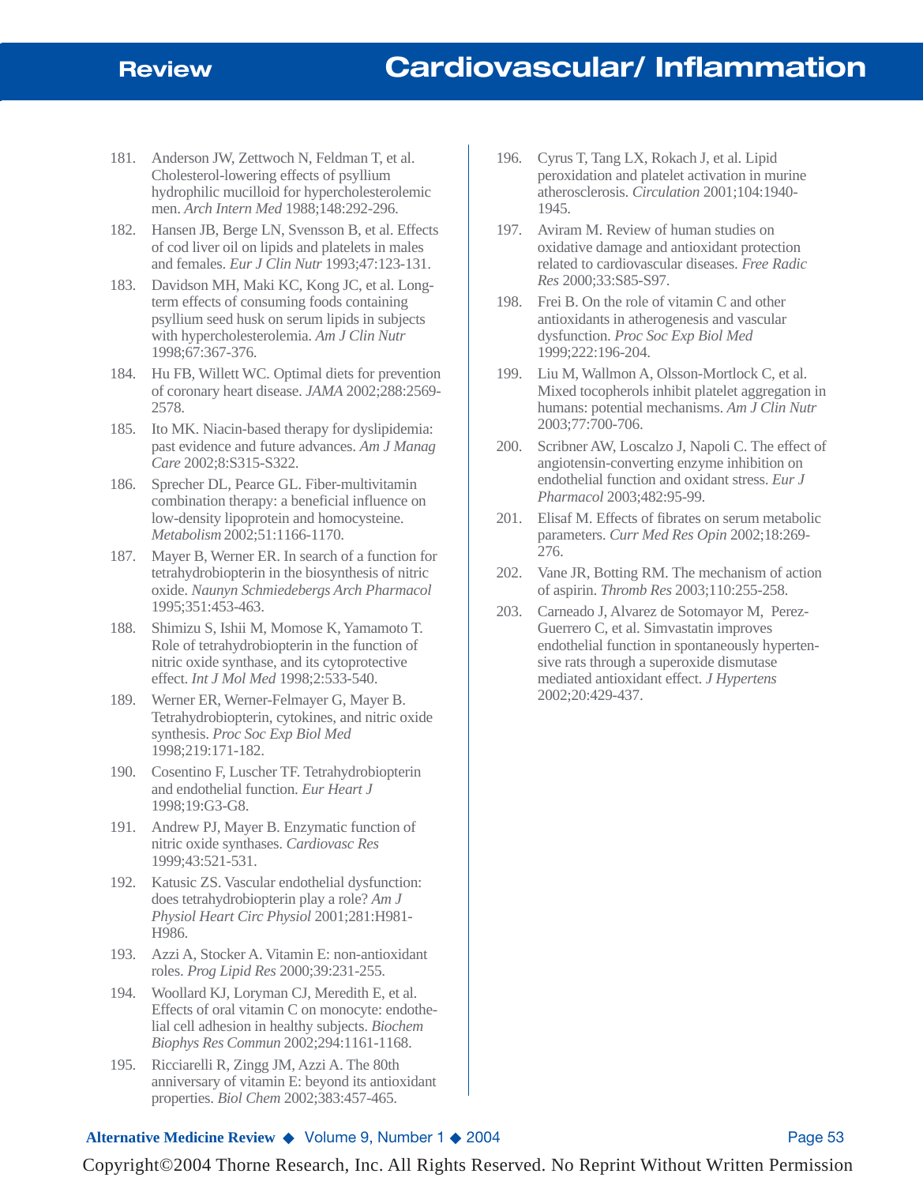181. Anderson JW, Zettwoch N, Feldman T, et al. Cholesterol-lowering effects of psyllium hydrophilic mucilloid for hypercholesterolemic men. *Arch Intern Med* 1988;148:292-296.
182. Hansen JB, Berge LN, Svensson B, et al. Effects of cod liver oil on lipids and platelets in males and females. *Eur J Clin Nutr* 1993;47:123-131.
183. Davidson MH, Maki KC, Kong JC, et al. Long-term effects of consuming foods containing psyllium seed husk on serum lipids in subjects with hypercholesterolemia. *Am J Clin Nutr* 1998;67:367-376.
184. Hu FB, Willett WC. Optimal diets for prevention of coronary heart disease. *JAMA* 2002;288:2569-2578.
185. Ito MK. Niacin-based therapy for dyslipidemia: past evidence and future advances. *Am J Manag Care* 2002;8:S315-S322.
186. Sprecher DL, Pearce GL. Fiber-multivitamin combination therapy: a beneficial influence on low-density lipoprotein and homocysteine. *Metabolism* 2002;51:1166-1170.
187. Mayer B, Werner ER. In search of a function for tetrahydrobiopterin in the biosynthesis of nitric oxide. *Naunyn Schmiedebergs Arch Pharmacol* 1995;351:453-463.
188. Shimizu S, Ishii M, Momose K, Yamamoto T. Role of tetrahydrobiopterin in the function of nitric oxide synthase, and its cytoprotective effect. *Int J Mol Med* 1998;2:533-540.
189. Werner ER, Werner-Felmayer G, Mayer B. Tetrahydrobiopterin, cytokines, and nitric oxide synthesis. *Proc Soc Exp Biol Med* 1998;219:171-182.
190. Cosentino F, Luscher TF. Tetrahydrobiopterin and endothelial function. *Eur Heart J* 1998;19:G3-G8.
191. Andrew PJ, Mayer B. Enzymatic function of nitric oxide synthases. *Cardiovasc Res* 1999;43:521-531.
192. Katusic ZS. Vascular endothelial dysfunction: does tetrahydrobiopterin play a role? *Am J Physiol Heart Circ Physiol* 2001;281:H981-H986.
193. Azzi A, Stocker A. Vitamin E: non-antioxidant roles. *Prog Lipid Res* 2000;39:231-255.
194. Woollard KJ, Loryman CJ, Meredith E, et al. Effects of oral vitamin C on monocyte: endothelial cell adhesion in healthy subjects. *Biochem Biophys Res Commun* 2002;294:1161-1168.
195. Ricciarelli R, Zingg JM, Azzi A. The 80th anniversary of vitamin E: beyond its antioxidant properties. *Biol Chem* 2002;383:457-465.
196. Cyrus T, Tang LX, Rokach J, et al. Lipid peroxidation and platelet activation in murine atherosclerosis. *Circulation* 2001;104:1940-1945.
197. Aviram M. Review of human studies on oxidative damage and antioxidant protection related to cardiovascular diseases. *Free Radic Res* 2000;33:S85-S97.
198. Frei B. On the role of vitamin C and other antioxidants in atherogenesis and vascular dysfunction. *Proc Soc Exp Biol Med* 1999;222:196-204.
199. Liu M, Wallmon A, Olsson-Mortlock C, et al. Mixed tocopherols inhibit platelet aggregation in humans: potential mechanisms. *Am J Clin Nutr* 2003;77:700-706.
200. Scribner AW, Loscalzo J, Napoli C. The effect of angiotensin-converting enzyme inhibition on endothelial function and oxidant stress. *Eur J Pharmacol* 2003;482:95-99.
201. Elisaf M. Effects of fibrates on serum metabolic parameters. *Curr Med Res Opin* 2002;18:269-276.
202. Vane JR, Botting RM. The mechanism of action of aspirin. *Thromb Res* 2003;110:255-258.
203. Carneado J, Alvarez de Sotomayor M, Perez-Guerrero C, et al. Simvastatin improves endothelial function in spontaneously hypertensive rats through a superoxide dismutase mediated antioxidant effect. *J Hypertens* 2002;20:429-437.

Copyright©2004 Thorne Research, Inc. All Rights Reserved. No Reprint Without Written Permission